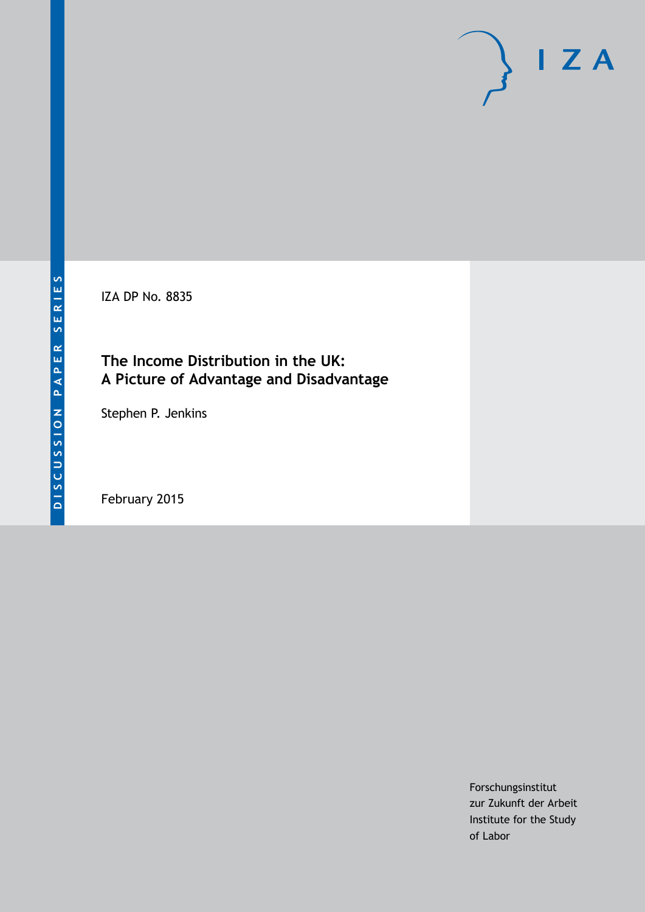DISCUSSION PAPER SERIES

IZA DP No. 8835

# The Income Distribution in the UK: A Picture of Advantage and Disadvantage

Stephen P. Jenkins

February 2015

Forschungsinstitut
zur Zukunft der Arbeit
Institute for the Study
of Labor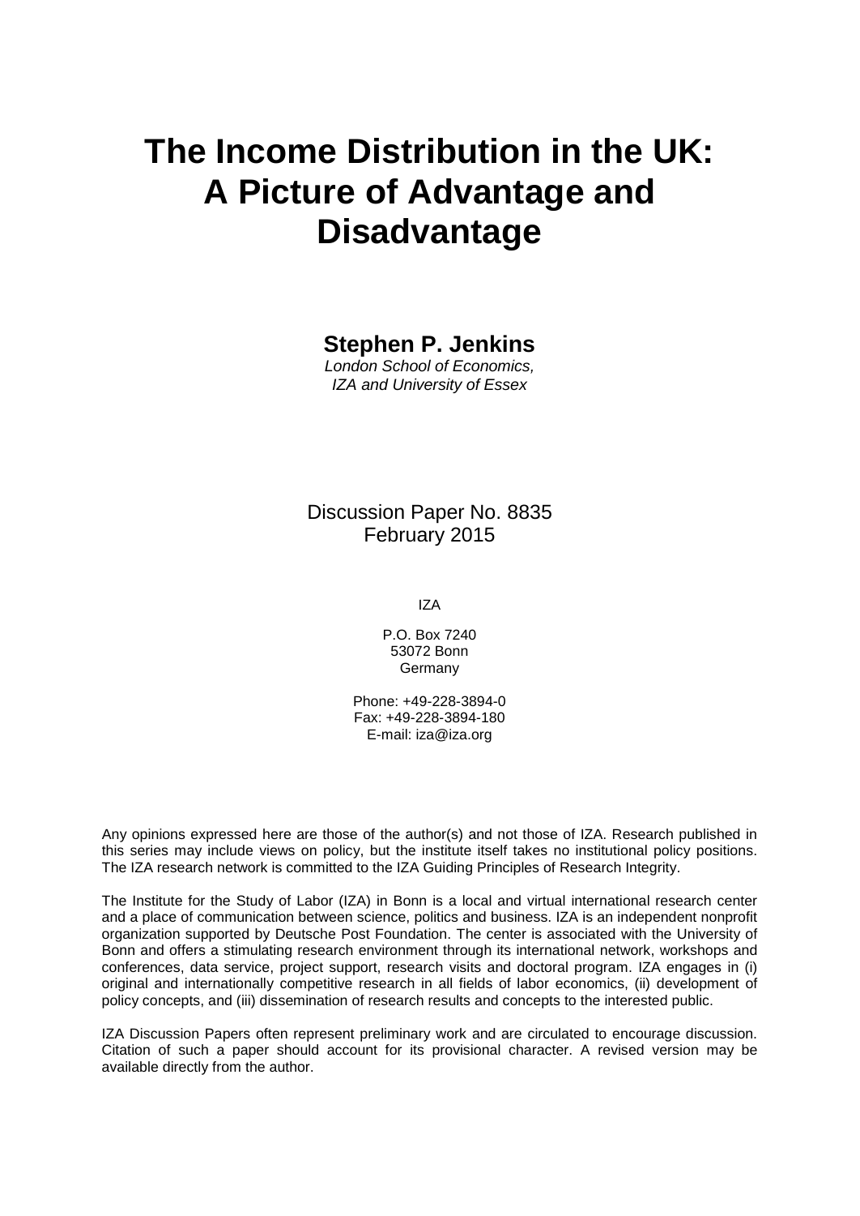# The Income Distribution in the UK: A Picture of Advantage and Disadvantage

**Stephen P. Jenkins**

*London School of Economics,*
*IZA and University of Essex*

Discussion Paper No. 8835
February 2015

IZA

P.O. Box 7240
53072 Bonn
Germany

Phone: +49-228-3894-0
Fax: +49-228-3894-180
E-mail: iza@iza.org

Any opinions expressed here are those of the author(s) and not those of IZA. Research published in this series may include views on policy, but the institute itself takes no institutional policy positions. The IZA research network is committed to the IZA Guiding Principles of Research Integrity.

The Institute for the Study of Labor (IZA) in Bonn is a local and virtual international research center and a place of communication between science, politics and business. IZA is an independent nonprofit organization supported by Deutsche Post Foundation. The center is associated with the University of Bonn and offers a stimulating research environment through its international network, workshops and conferences, data service, project support, research visits and doctoral program. IZA engages in (i) original and internationally competitive research in all fields of labor economics, (ii) development of policy concepts, and (iii) dissemination of research results and concepts to the interested public.

IZA Discussion Papers often represent preliminary work and are circulated to encourage discussion. Citation of such a paper should account for its provisional character. A revised version may be available directly from the author.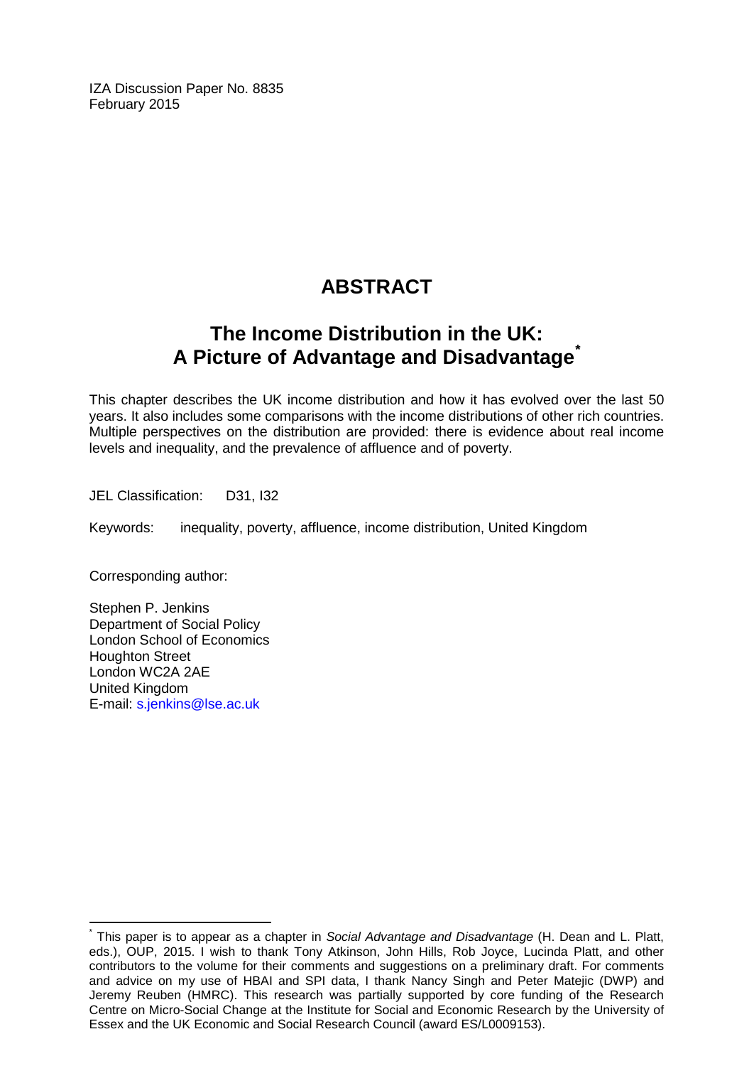IZA Discussion Paper No. 8835
February 2015

# ABSTRACT

## The Income Distribution in the UK: A Picture of Advantage and Disadvantage*

This chapter describes the UK income distribution and how it has evolved over the last 50 years. It also includes some comparisons with the income distributions of other rich countries. Multiple perspectives on the distribution are provided: there is evidence about real income levels and inequality, and the prevalence of affluence and of poverty.

JEL Classification: D31, I32

Keywords: inequality, poverty, affluence, income distribution, United Kingdom

Corresponding author:

Stephen P. Jenkins
Department of Social Policy
London School of Economics
Houghton Street
London WC2A 2AE
United Kingdom
E-mail: s.jenkins@lse.ac.uk

---

* This paper is to appear as a chapter in *Social Advantage and Disadvantage* (H. Dean and L. Platt, eds.), OUP, 2015. I wish to thank Tony Atkinson, John Hills, Rob Joyce, Lucinda Platt, and other contributors to the volume for their comments and suggestions on a preliminary draft. For comments and advice on my use of HBAI and SPI data, I thank Nancy Singh and Peter Matejic (DWP) and Jeremy Reuben (HMRC). This research was partially supported by core funding of the Research Centre on Micro-Social Change at the Institute for Social and Economic Research by the University of Essex and the UK Economic and Social Research Council (award ES/L0009153).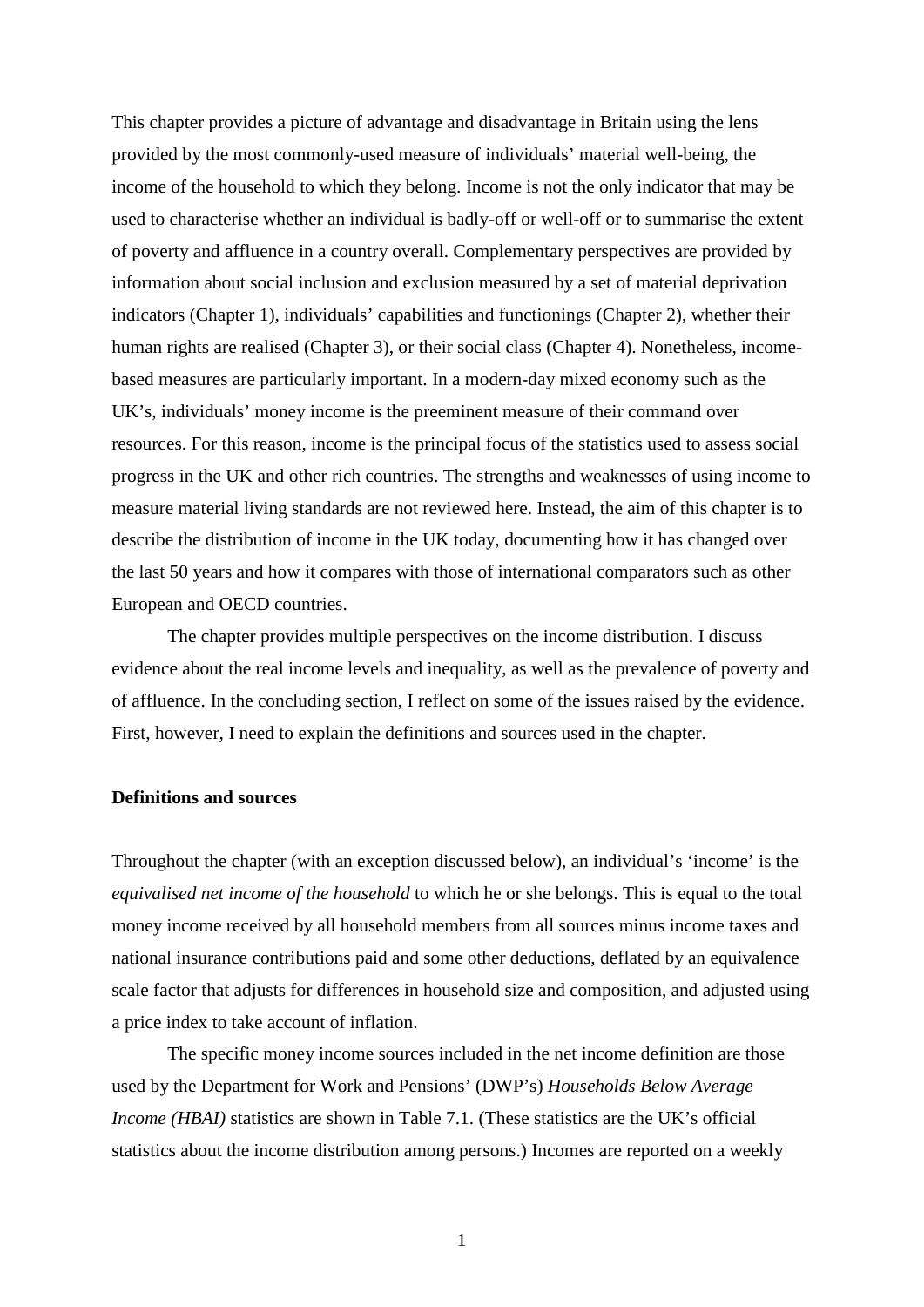This chapter provides a picture of advantage and disadvantage in Britain using the lens provided by the most commonly-used measure of individuals' material well-being, the income of the household to which they belong. Income is not the only indicator that may be used to characterise whether an individual is badly-off or well-off or to summarise the extent of poverty and affluence in a country overall. Complementary perspectives are provided by information about social inclusion and exclusion measured by a set of material deprivation indicators (Chapter 1), individuals' capabilities and functionings (Chapter 2), whether their human rights are realised (Chapter 3), or their social class (Chapter 4). Nonetheless, income-based measures are particularly important. In a modern-day mixed economy such as the UK's, individuals' money income is the preeminent measure of their command over resources. For this reason, income is the principal focus of the statistics used to assess social progress in the UK and other rich countries. The strengths and weaknesses of using income to measure material living standards are not reviewed here. Instead, the aim of this chapter is to describe the distribution of income in the UK today, documenting how it has changed over the last 50 years and how it compares with those of international comparators such as other European and OECD countries.

The chapter provides multiple perspectives on the income distribution. I discuss evidence about the real income levels and inequality, as well as the prevalence of poverty and of affluence. In the concluding section, I reflect on some of the issues raised by the evidence. First, however, I need to explain the definitions and sources used in the chapter.

**Definitions and sources**

Throughout the chapter (with an exception discussed below), an individual's 'income' is the *equivalised net income of the household* to which he or she belongs. This is equal to the total money income received by all household members from all sources minus income taxes and national insurance contributions paid and some other deductions, deflated by an equivalence scale factor that adjusts for differences in household size and composition, and adjusted using a price index to take account of inflation.

The specific money income sources included in the net income definition are those used by the Department for Work and Pensions' (DWP's) *Households Below Average Income (HBAI)* statistics are shown in Table 7.1. (These statistics are the UK's official statistics about the income distribution among persons.) Incomes are reported on a weekly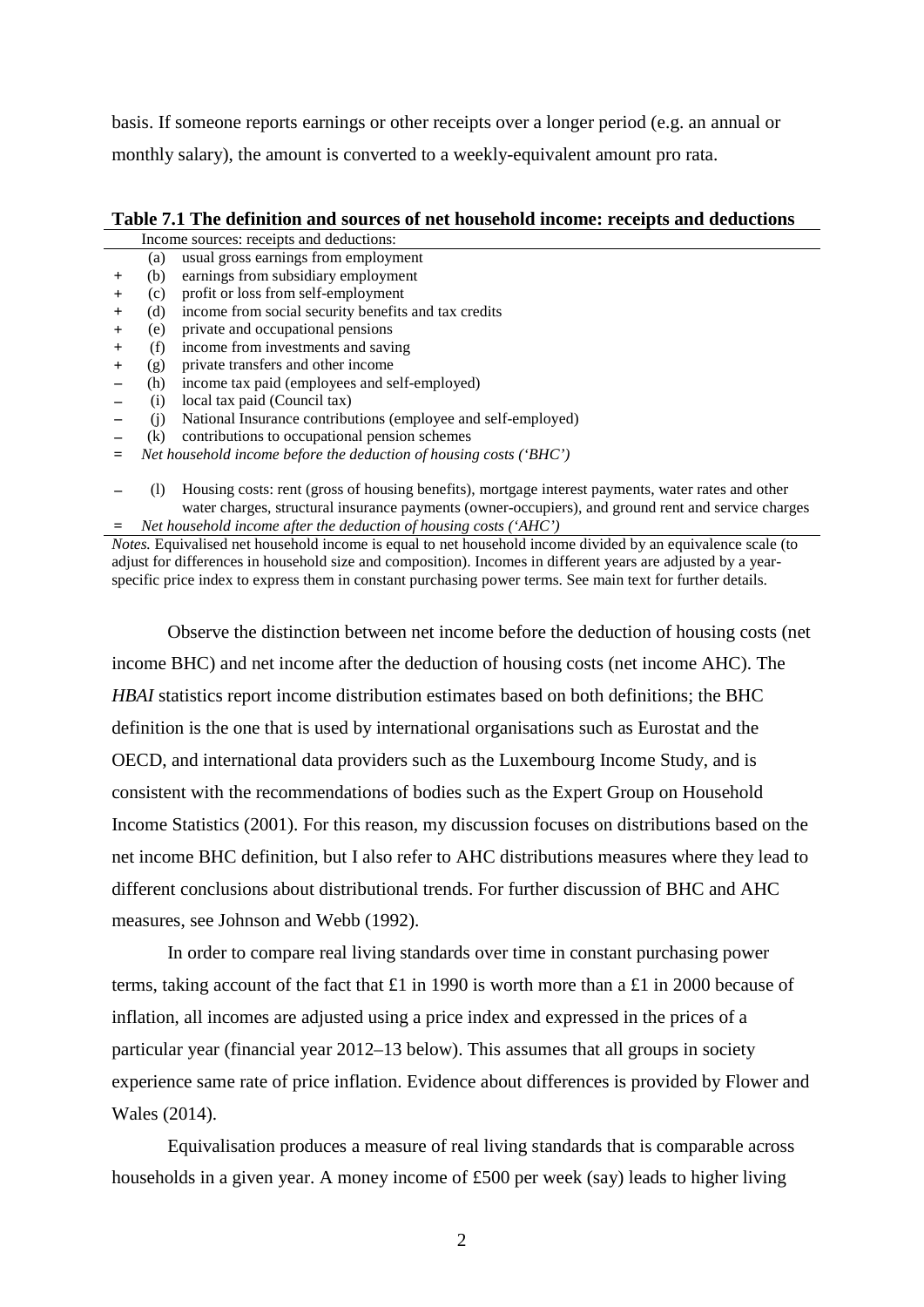basis. If someone reports earnings or other receipts over a longer period (e.g. an annual or monthly salary), the amount is converted to a weekly-equivalent amount pro rata.

**Table 7.1 The definition and sources of net household income: receipts and deductions**

| | | Income sources: receipts and deductions: |
|---|---|---|
| | (a) | usual gross earnings from employment |
| + | (b) | earnings from subsidiary employment |
| + | (c) | profit or loss from self-employment |
| + | (d) | income from social security benefits and tax credits |
| + | (e) | private and occupational pensions |
| + | (f) | income from investments and saving |
| + | (g) | private transfers and other income |
| – | (h) | income tax paid (employees and self-employed) |
| – | (i) | local tax paid (Council tax) |
| – | (j) | National Insurance contributions (employee and self-employed) |
| – | (k) | contributions to occupational pension schemes |
| = | | *Net household income before the deduction of housing costs ('BHC')* |
| – | (l) | Housing costs: rent (gross of housing benefits), mortgage interest payments, water rates and other water charges, structural insurance payments (owner-occupiers), and ground rent and service charges |
| = | | *Net household income after the deduction of housing costs ('AHC')* |

*Notes.* Equivalised net household income is equal to net household income divided by an equivalence scale (to adjust for differences in household size and composition). Incomes in different years are adjusted by a year-specific price index to express them in constant purchasing power terms. See main text for further details.

Observe the distinction between net income before the deduction of housing costs (net income BHC) and net income after the deduction of housing costs (net income AHC). The *HBAI* statistics report income distribution estimates based on both definitions; the BHC definition is the one that is used by international organisations such as Eurostat and the OECD, and international data providers such as the Luxembourg Income Study, and is consistent with the recommendations of bodies such as the Expert Group on Household Income Statistics (2001). For this reason, my discussion focuses on distributions based on the net income BHC definition, but I also refer to AHC distributions measures where they lead to different conclusions about distributional trends. For further discussion of BHC and AHC measures, see Johnson and Webb (1992).

In order to compare real living standards over time in constant purchasing power terms, taking account of the fact that £1 in 1990 is worth more than a £1 in 2000 because of inflation, all incomes are adjusted using a price index and expressed in the prices of a particular year (financial year 2012–13 below). This assumes that all groups in society experience same rate of price inflation. Evidence about differences is provided by Flower and Wales (2014).

Equivalisation produces a measure of real living standards that is comparable across households in a given year. A money income of £500 per week (say) leads to higher living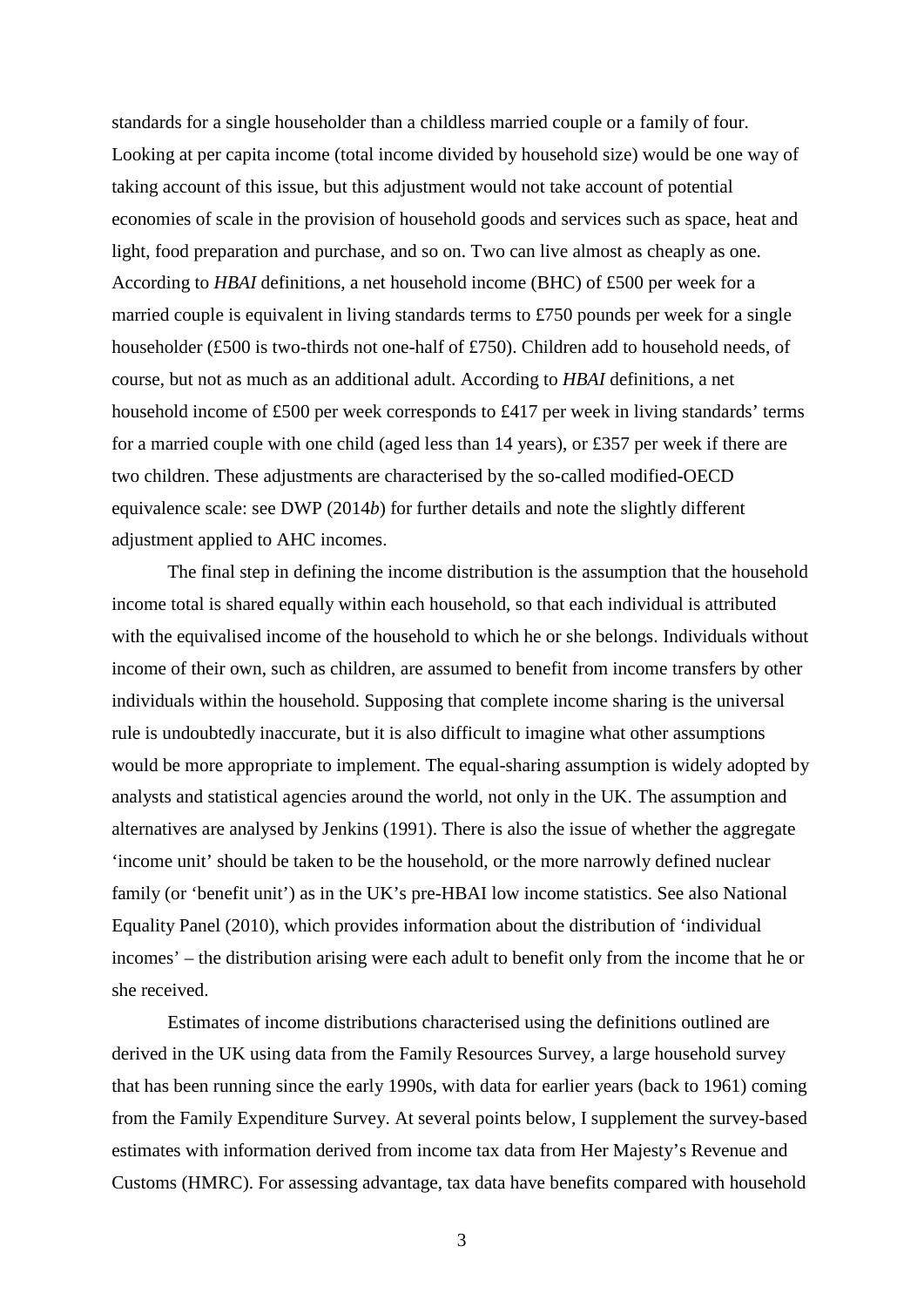standards for a single householder than a childless married couple or a family of four. Looking at per capita income (total income divided by household size) would be one way of taking account of this issue, but this adjustment would not take account of potential economies of scale in the provision of household goods and services such as space, heat and light, food preparation and purchase, and so on. Two can live almost as cheaply as one. According to *HBAI* definitions, a net household income (BHC) of £500 per week for a married couple is equivalent in living standards terms to £750 pounds per week for a single householder (£500 is two-thirds not one-half of £750). Children add to household needs, of course, but not as much as an additional adult. According to *HBAI* definitions, a net household income of £500 per week corresponds to £417 per week in living standards' terms for a married couple with one child (aged less than 14 years), or £357 per week if there are two children. These adjustments are characterised by the so-called modified-OECD equivalence scale: see DWP (2014*b*) for further details and note the slightly different adjustment applied to AHC incomes.

The final step in defining the income distribution is the assumption that the household income total is shared equally within each household, so that each individual is attributed with the equivalised income of the household to which he or she belongs. Individuals without income of their own, such as children, are assumed to benefit from income transfers by other individuals within the household. Supposing that complete income sharing is the universal rule is undoubtedly inaccurate, but it is also difficult to imagine what other assumptions would be more appropriate to implement. The equal-sharing assumption is widely adopted by analysts and statistical agencies around the world, not only in the UK. The assumption and alternatives are analysed by Jenkins (1991). There is also the issue of whether the aggregate 'income unit' should be taken to be the household, or the more narrowly defined nuclear family (or 'benefit unit') as in the UK's pre-HBAI low income statistics. See also National Equality Panel (2010), which provides information about the distribution of 'individual incomes' – the distribution arising were each adult to benefit only from the income that he or she received.

Estimates of income distributions characterised using the definitions outlined are derived in the UK using data from the Family Resources Survey, a large household survey that has been running since the early 1990s, with data for earlier years (back to 1961) coming from the Family Expenditure Survey. At several points below, I supplement the survey-based estimates with information derived from income tax data from Her Majesty's Revenue and Customs (HMRC). For assessing advantage, tax data have benefits compared with household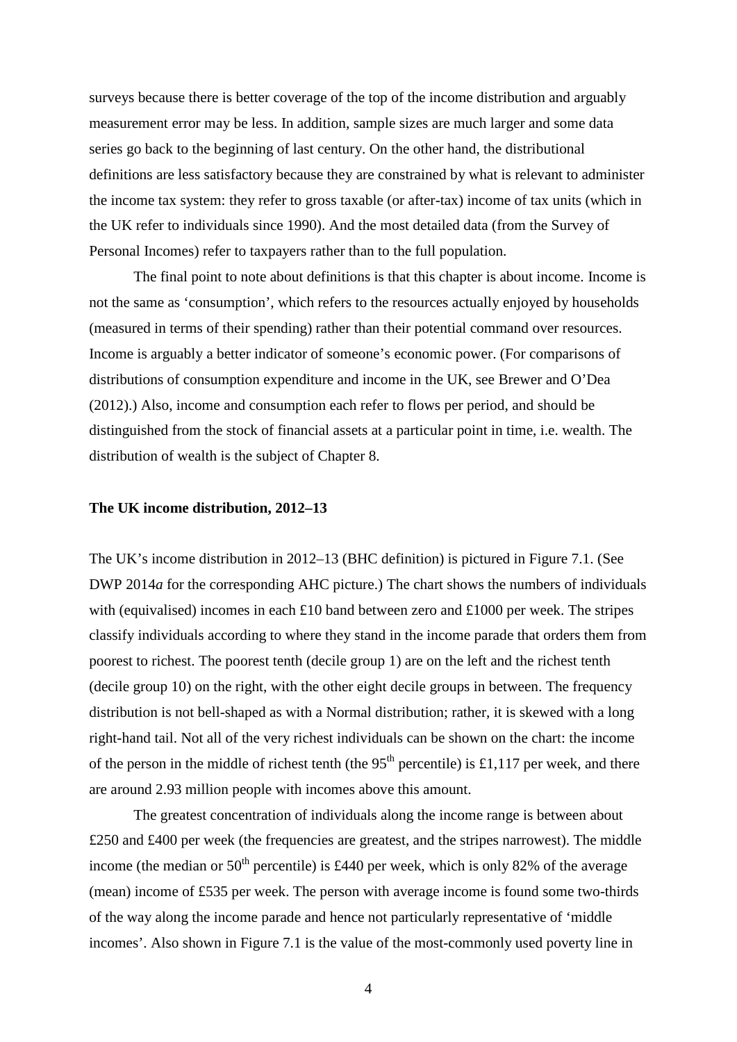surveys because there is better coverage of the top of the income distribution and arguably measurement error may be less. In addition, sample sizes are much larger and some data series go back to the beginning of last century. On the other hand, the distributional definitions are less satisfactory because they are constrained by what is relevant to administer the income tax system: they refer to gross taxable (or after-tax) income of tax units (which in the UK refer to individuals since 1990). And the most detailed data (from the Survey of Personal Incomes) refer to taxpayers rather than to the full population.

The final point to note about definitions is that this chapter is about income. Income is not the same as 'consumption', which refers to the resources actually enjoyed by households (measured in terms of their spending) rather than their potential command over resources. Income is arguably a better indicator of someone's economic power. (For comparisons of distributions of consumption expenditure and income in the UK, see Brewer and O'Dea (2012).) Also, income and consumption each refer to flows per period, and should be distinguished from the stock of financial assets at a particular point in time, i.e. wealth. The distribution of wealth is the subject of Chapter 8.

**The UK income distribution, 2012–13**

The UK's income distribution in 2012–13 (BHC definition) is pictured in Figure 7.1. (See DWP 2014*a* for the corresponding AHC picture.) The chart shows the numbers of individuals with (equivalised) incomes in each £10 band between zero and £1000 per week. The stripes classify individuals according to where they stand in the income parade that orders them from poorest to richest. The poorest tenth (decile group 1) are on the left and the richest tenth (decile group 10) on the right, with the other eight decile groups in between. The frequency distribution is not bell-shaped as with a Normal distribution; rather, it is skewed with a long right-hand tail. Not all of the very richest individuals can be shown on the chart: the income of the person in the middle of richest tenth (the 95th percentile) is £1,117 per week, and there are around 2.93 million people with incomes above this amount.

The greatest concentration of individuals along the income range is between about £250 and £400 per week (the frequencies are greatest, and the stripes narrowest). The middle income (the median or 50th percentile) is £440 per week, which is only 82% of the average (mean) income of £535 per week. The person with average income is found some two-thirds of the way along the income parade and hence not particularly representative of 'middle incomes'. Also shown in Figure 7.1 is the value of the most-commonly used poverty line in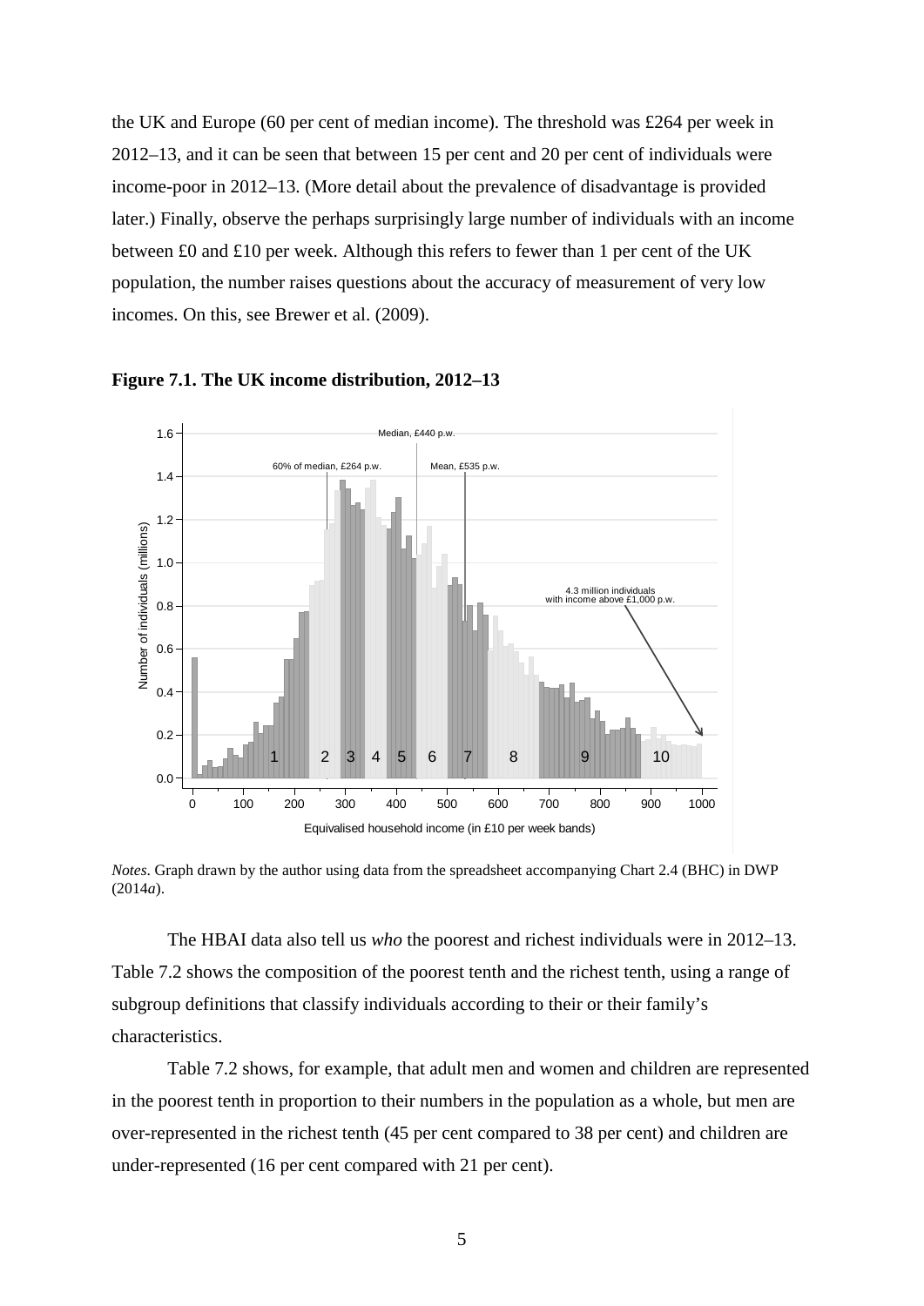the UK and Europe (60 per cent of median income). The threshold was £264 per week in 2012–13, and it can be seen that between 15 per cent and 20 per cent of individuals were income-poor in 2012–13. (More detail about the prevalence of disadvantage is provided later.) Finally, observe the perhaps surprisingly large number of individuals with an income between £0 and £10 per week. Although this refers to fewer than 1 per cent of the UK population, the number raises questions about the accuracy of measurement of very low incomes. On this, see Brewer et al. (2009).

**Figure 7.1. The UK income distribution, 2012–13**

*Notes*. Graph drawn by the author using data from the spreadsheet accompanying Chart 2.4 (BHC) in DWP (2014*a*).

The HBAI data also tell us *who* the poorest and richest individuals were in 2012–13. Table 7.2 shows the composition of the poorest tenth and the richest tenth, using a range of subgroup definitions that classify individuals according to their or their family's characteristics.

Table 7.2 shows, for example, that adult men and women and children are represented in the poorest tenth in proportion to their numbers in the population as a whole, but men are over-represented in the richest tenth (45 per cent compared to 38 per cent) and children are under-represented (16 per cent compared with 21 per cent).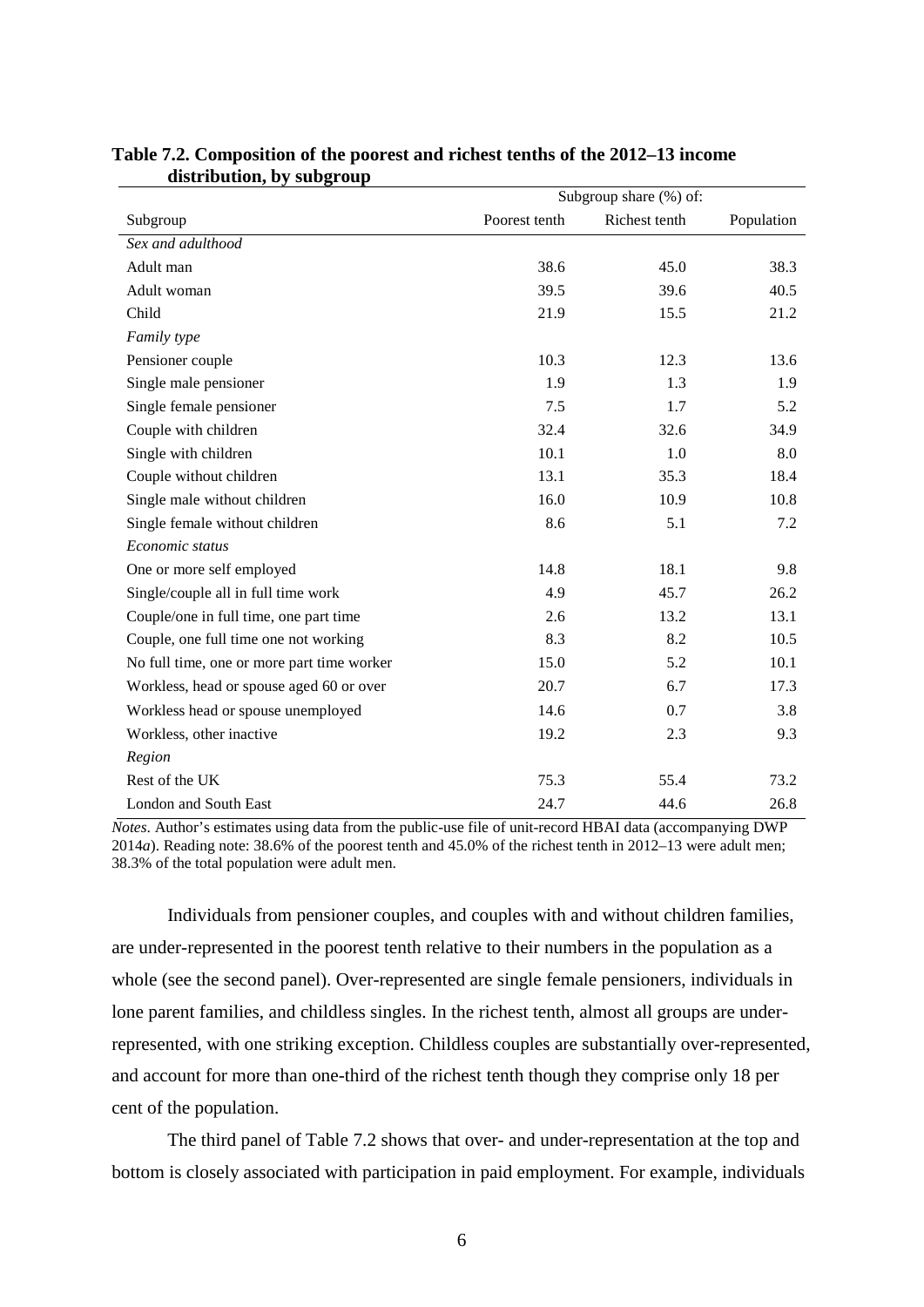**Table 7.2. Composition of the poorest and richest tenths of the 2012–13 income distribution, by subgroup**

| | Subgroup share (%) of: | | |
|---|---|---|---|
| Subgroup | Poorest tenth | Richest tenth | Population |
| *Sex and adulthood* | | | |
| Adult man | 38.6 | 45.0 | 38.3 |
| Adult woman | 39.5 | 39.6 | 40.5 |
| Child | 21.9 | 15.5 | 21.2 |
| *Family type* | | | |
| Pensioner couple | 10.3 | 12.3 | 13.6 |
| Single male pensioner | 1.9 | 1.3 | 1.9 |
| Single female pensioner | 7.5 | 1.7 | 5.2 |
| Couple with children | 32.4 | 32.6 | 34.9 |
| Single with children | 10.1 | 1.0 | 8.0 |
| Couple without children | 13.1 | 35.3 | 18.4 |
| Single male without children | 16.0 | 10.9 | 10.8 |
| Single female without children | 8.6 | 5.1 | 7.2 |
| *Economic status* | | | |
| One or more self employed | 14.8 | 18.1 | 9.8 |
| Single/couple all in full time work | 4.9 | 45.7 | 26.2 |
| Couple/one in full time, one part time | 2.6 | 13.2 | 13.1 |
| Couple, one full time one not working | 8.3 | 8.2 | 10.5 |
| No full time, one or more part time worker | 15.0 | 5.2 | 10.1 |
| Workless, head or spouse aged 60 or over | 20.7 | 6.7 | 17.3 |
| Workless head or spouse unemployed | 14.6 | 0.7 | 3.8 |
| Workless, other inactive | 19.2 | 2.3 | 9.3 |
| *Region* | | | |
| Rest of the UK | 75.3 | 55.4 | 73.2 |
| London and South East | 24.7 | 44.6 | 26.8 |

*Notes*. Author's estimates using data from the public-use file of unit-record HBAI data (accompanying DWP 2014*a*). Reading note: 38.6% of the poorest tenth and 45.0% of the richest tenth in 2012–13 were adult men; 38.3% of the total population were adult men.

Individuals from pensioner couples, and couples with and without children families, are under-represented in the poorest tenth relative to their numbers in the population as a whole (see the second panel). Over-represented are single female pensioners, individuals in lone parent families, and childless singles. In the richest tenth, almost all groups are under-represented, with one striking exception. Childless couples are substantially over-represented, and account for more than one-third of the richest tenth though they comprise only 18 per cent of the population.

The third panel of Table 7.2 shows that over- and under-representation at the top and bottom is closely associated with participation in paid employment. For example, individuals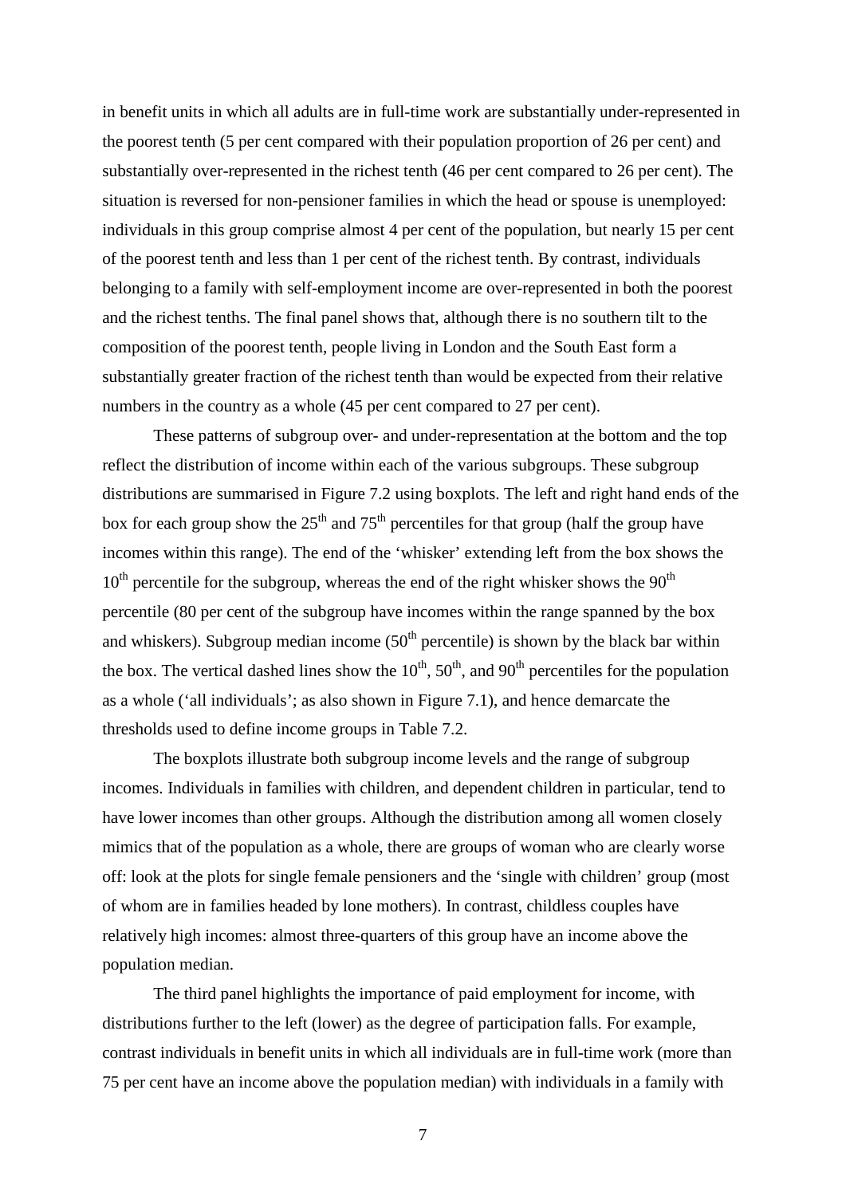in benefit units in which all adults are in full-time work are substantially under-represented in the poorest tenth (5 per cent compared with their population proportion of 26 per cent) and substantially over-represented in the richest tenth (46 per cent compared to 26 per cent). The situation is reversed for non-pensioner families in which the head or spouse is unemployed: individuals in this group comprise almost 4 per cent of the population, but nearly 15 per cent of the poorest tenth and less than 1 per cent of the richest tenth. By contrast, individuals belonging to a family with self-employment income are over-represented in both the poorest and the richest tenths. The final panel shows that, although there is no southern tilt to the composition of the poorest tenth, people living in London and the South East form a substantially greater fraction of the richest tenth than would be expected from their relative numbers in the country as a whole (45 per cent compared to 27 per cent).

These patterns of subgroup over- and under-representation at the bottom and the top reflect the distribution of income within each of the various subgroups. These subgroup distributions are summarised in Figure 7.2 using boxplots. The left and right hand ends of the box for each group show the 25th and 75th percentiles for that group (half the group have incomes within this range). The end of the 'whisker' extending left from the box shows the 10th percentile for the subgroup, whereas the end of the right whisker shows the 90th percentile (80 per cent of the subgroup have incomes within the range spanned by the box and whiskers). Subgroup median income (50th percentile) is shown by the black bar within the box. The vertical dashed lines show the 10th, 50th, and 90th percentiles for the population as a whole ('all individuals'; as also shown in Figure 7.1), and hence demarcate the thresholds used to define income groups in Table 7.2.

The boxplots illustrate both subgroup income levels and the range of subgroup incomes. Individuals in families with children, and dependent children in particular, tend to have lower incomes than other groups. Although the distribution among all women closely mimics that of the population as a whole, there are groups of woman who are clearly worse off: look at the plots for single female pensioners and the 'single with children' group (most of whom are in families headed by lone mothers). In contrast, childless couples have relatively high incomes: almost three-quarters of this group have an income above the population median.

The third panel highlights the importance of paid employment for income, with distributions further to the left (lower) as the degree of participation falls. For example, contrast individuals in benefit units in which all individuals are in full-time work (more than 75 per cent have an income above the population median) with individuals in a family with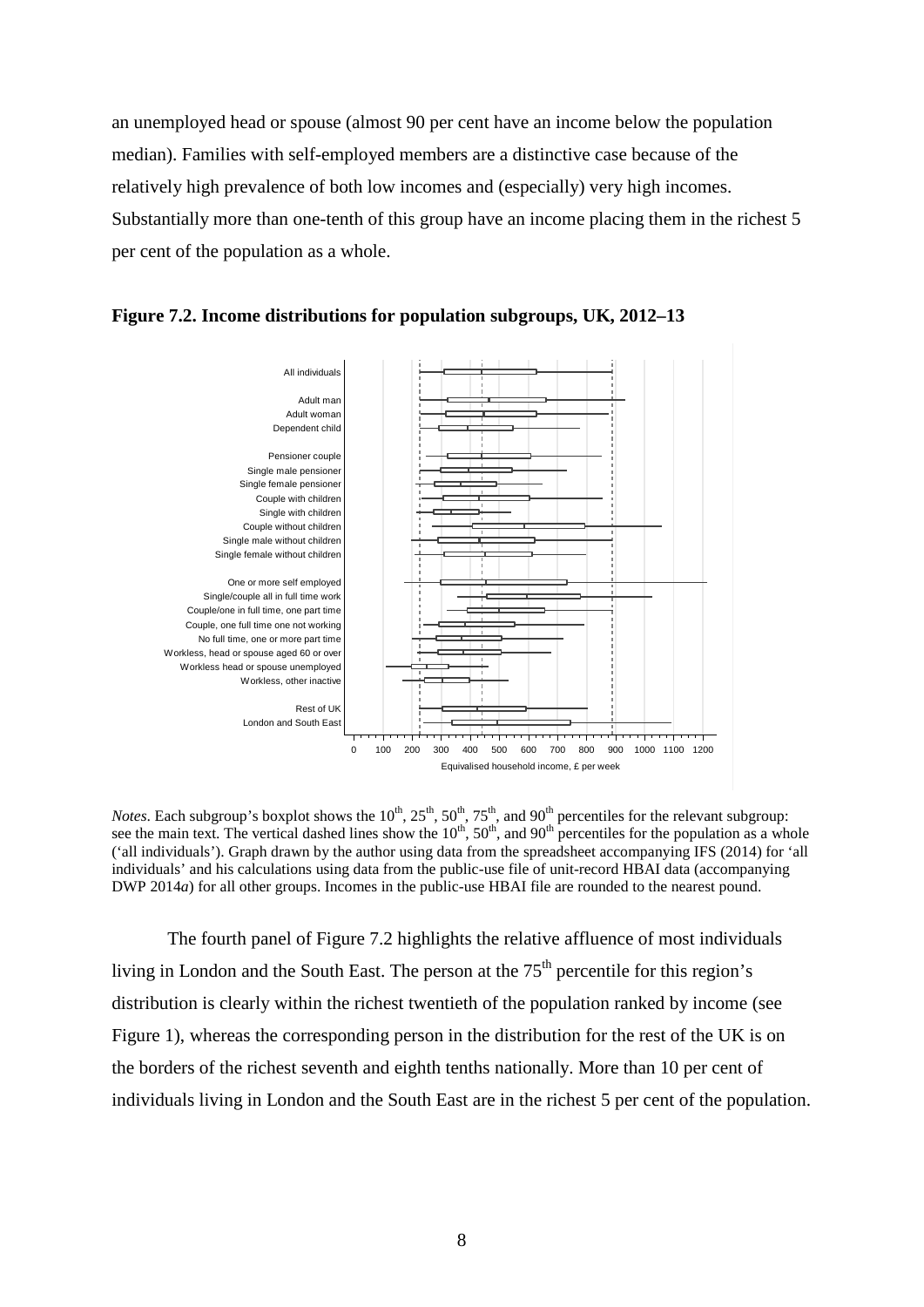an unemployed head or spouse (almost 90 per cent have an income below the population median). Families with self-employed members are a distinctive case because of the relatively high prevalence of both low incomes and (especially) very high incomes. Substantially more than one-tenth of this group have an income placing them in the richest 5 per cent of the population as a whole.

**Figure 7.2. Income distributions for population subgroups, UK, 2012–13**

*Notes*. Each subgroup's boxplot shows the 10th, 25th, 50th, 75th, and 90th percentiles for the relevant subgroup: see the main text. The vertical dashed lines show the 10th, 50th, and 90th percentiles for the population as a whole ('all individuals'). Graph drawn by the author using data from the spreadsheet accompanying IFS (2014) for 'all individuals' and his calculations using data from the public-use file of unit-record HBAI data (accompanying DWP 2014*a*) for all other groups. Incomes in the public-use HBAI file are rounded to the nearest pound.

The fourth panel of Figure 7.2 highlights the relative affluence of most individuals living in London and the South East. The person at the 75th percentile for this region's distribution is clearly within the richest twentieth of the population ranked by income (see Figure 1), whereas the corresponding person in the distribution for the rest of the UK is on the borders of the richest seventh and eighth tenths nationally. More than 10 per cent of individuals living in London and the South East are in the richest 5 per cent of the population.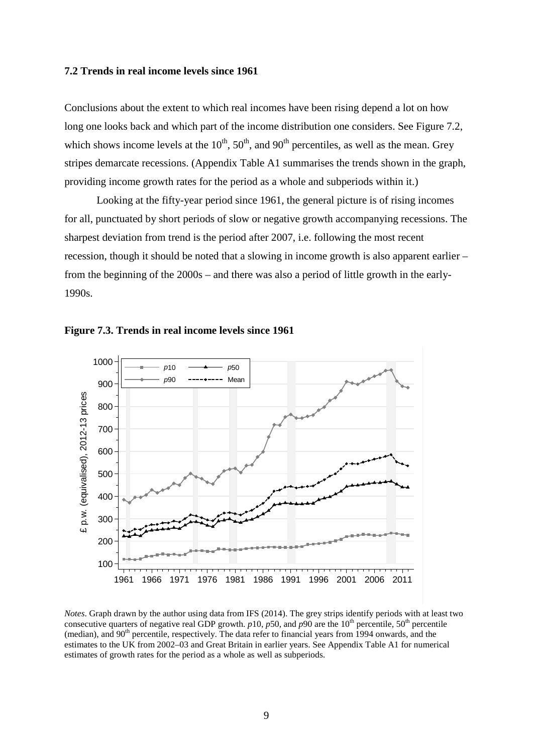### 7.2 Trends in real income levels since 1961

Conclusions about the extent to which real incomes have been rising depend a lot on how long one looks back and which part of the income distribution one considers. See Figure 7.2, which shows income levels at the 10th, 50th, and 90th percentiles, as well as the mean. Grey stripes demarcate recessions. (Appendix Table A1 summarises the trends shown in the graph, providing income growth rates for the period as a whole and subperiods within it.)

Looking at the fifty-year period since 1961, the general picture is of rising incomes for all, punctuated by short periods of slow or negative growth accompanying recessions. The sharpest deviation from trend is the period after 2007, i.e. following the most recent recession, though it should be noted that a slowing in income growth is also apparent earlier – from the beginning of the 2000s – and there was also a period of little growth in the early-1990s.

**Figure 7.3. Trends in real income levels since 1961**

*Notes*. Graph drawn by the author using data from IFS (2014). The grey strips identify periods with at least two consecutive quarters of negative real GDP growth. *p*10, *p*50, and *p*90 are the 10th percentile, 50th percentile (median), and 90th percentile, respectively. The data refer to financial years from 1994 onwards, and the estimates to the UK from 2002–03 and Great Britain in earlier years. See Appendix Table A1 for numerical estimates of growth rates for the period as a whole as well as subperiods.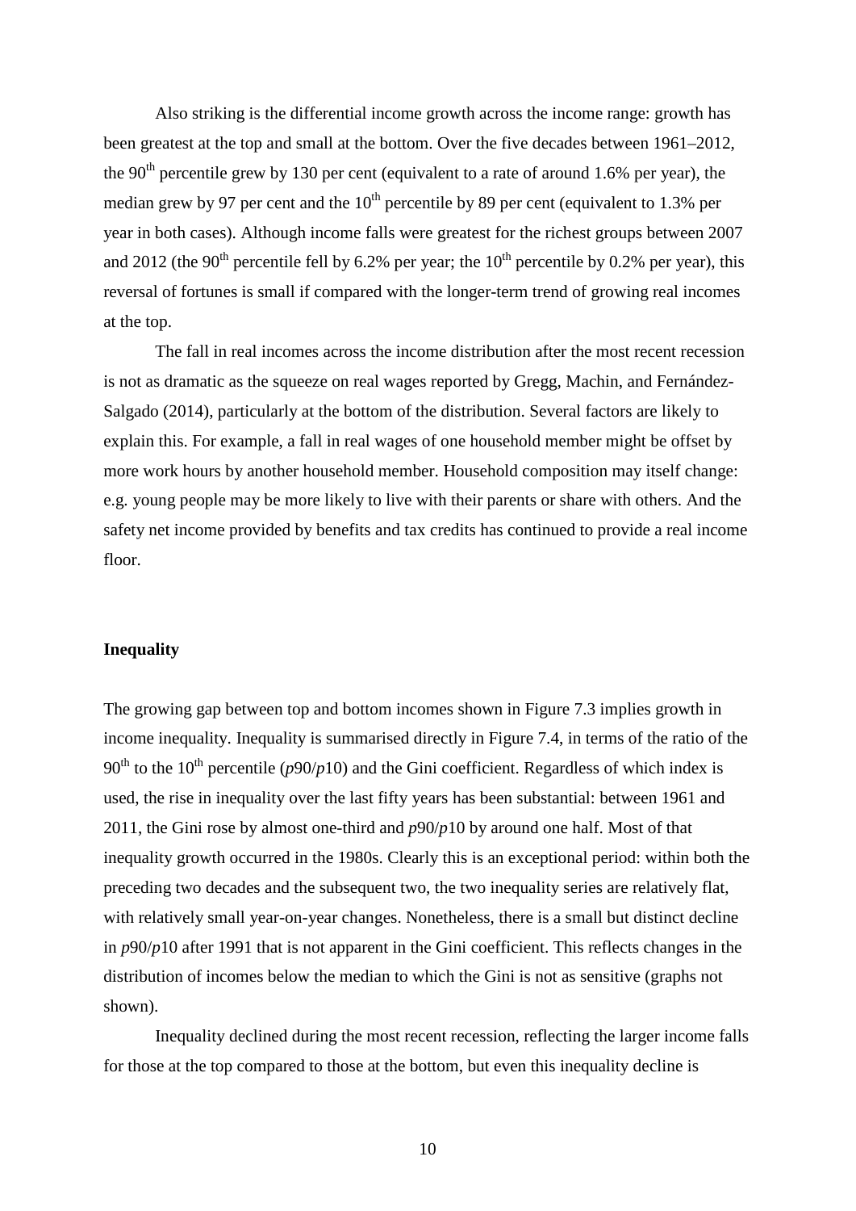Also striking is the differential income growth across the income range: growth has been greatest at the top and small at the bottom. Over the five decades between 1961–2012, the 90th percentile grew by 130 per cent (equivalent to a rate of around 1.6% per year), the median grew by 97 per cent and the 10th percentile by 89 per cent (equivalent to 1.3% per year in both cases). Although income falls were greatest for the richest groups between 2007 and 2012 (the 90th percentile fell by 6.2% per year; the 10th percentile by 0.2% per year), this reversal of fortunes is small if compared with the longer-term trend of growing real incomes at the top.

The fall in real incomes across the income distribution after the most recent recession is not as dramatic as the squeeze on real wages reported by Gregg, Machin, and Fernández-Salgado (2014), particularly at the bottom of the distribution. Several factors are likely to explain this. For example, a fall in real wages of one household member might be offset by more work hours by another household member. Household composition may itself change: e.g. young people may be more likely to live with their parents or share with others. And the safety net income provided by benefits and tax credits has continued to provide a real income floor.

**Inequality**

The growing gap between top and bottom incomes shown in Figure 7.3 implies growth in income inequality. Inequality is summarised directly in Figure 7.4, in terms of the ratio of the 90th to the 10th percentile ($p90/p10$) and the Gini coefficient. Regardless of which index is used, the rise in inequality over the last fifty years has been substantial: between 1961 and 2011, the Gini rose by almost one-third and $p90/p10$ by around one half. Most of that inequality growth occurred in the 1980s. Clearly this is an exceptional period: within both the preceding two decades and the subsequent two, the two inequality series are relatively flat, with relatively small year-on-year changes. Nonetheless, there is a small but distinct decline in $p90/p10$ after 1991 that is not apparent in the Gini coefficient. This reflects changes in the distribution of incomes below the median to which the Gini is not as sensitive (graphs not shown).

Inequality declined during the most recent recession, reflecting the larger income falls for those at the top compared to those at the bottom, but even this inequality decline is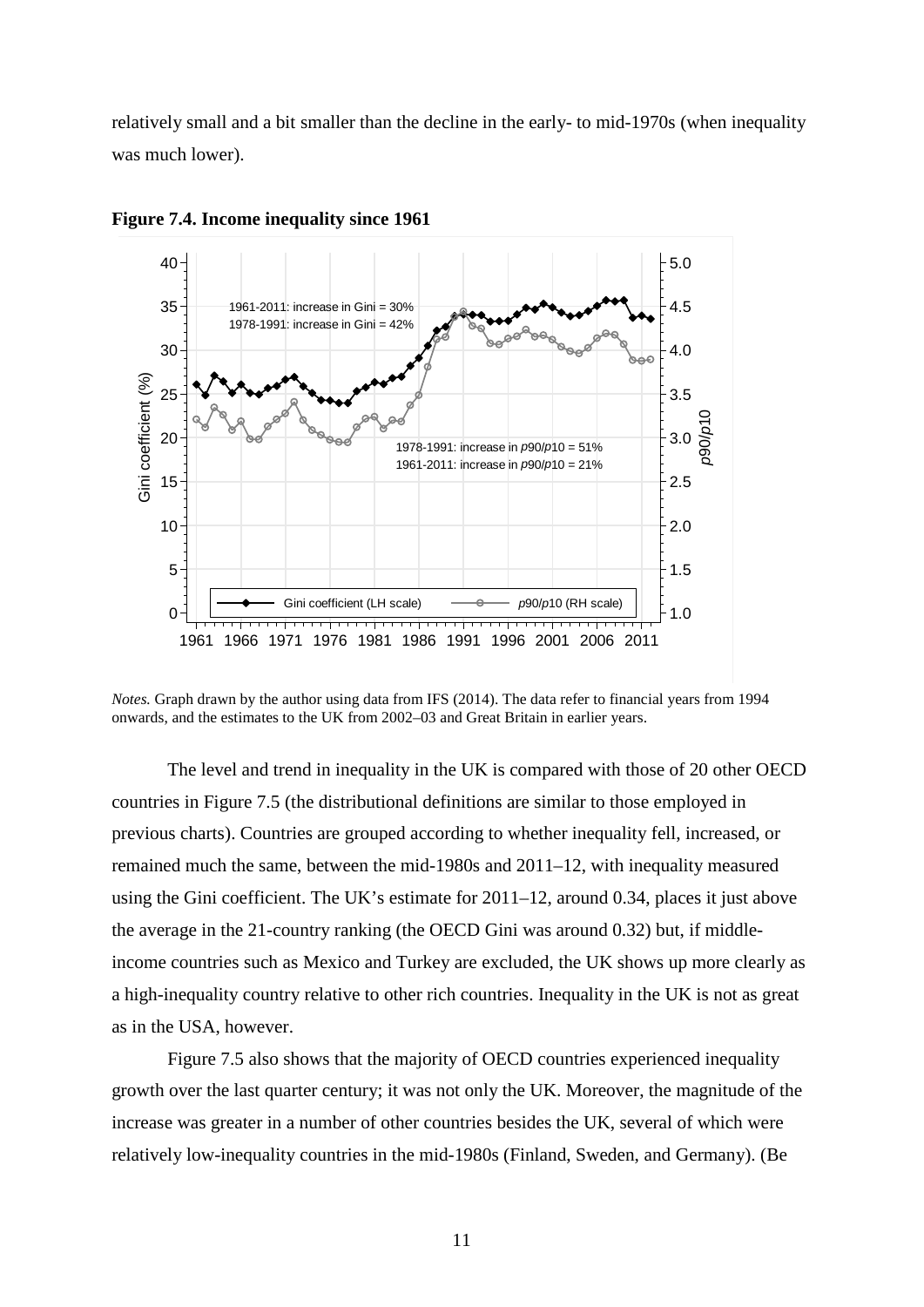relatively small and a bit smaller than the decline in the early- to mid-1970s (when inequality was much lower).

**Figure 7.4. Income inequality since 1961**

*Notes.* Graph drawn by the author using data from IFS (2014). The data refer to financial years from 1994 onwards, and the estimates to the UK from 2002–03 and Great Britain in earlier years.

The level and trend in inequality in the UK is compared with those of 20 other OECD countries in Figure 7.5 (the distributional definitions are similar to those employed in previous charts). Countries are grouped according to whether inequality fell, increased, or remained much the same, between the mid-1980s and 2011–12, with inequality measured using the Gini coefficient. The UK's estimate for 2011–12, around 0.34, places it just above the average in the 21-country ranking (the OECD Gini was around 0.32) but, if middle-income countries such as Mexico and Turkey are excluded, the UK shows up more clearly as a high-inequality country relative to other rich countries. Inequality in the UK is not as great as in the USA, however.

Figure 7.5 also shows that the majority of OECD countries experienced inequality growth over the last quarter century; it was not only the UK. Moreover, the magnitude of the increase was greater in a number of other countries besides the UK, several of which were relatively low-inequality countries in the mid-1980s (Finland, Sweden, and Germany). (Be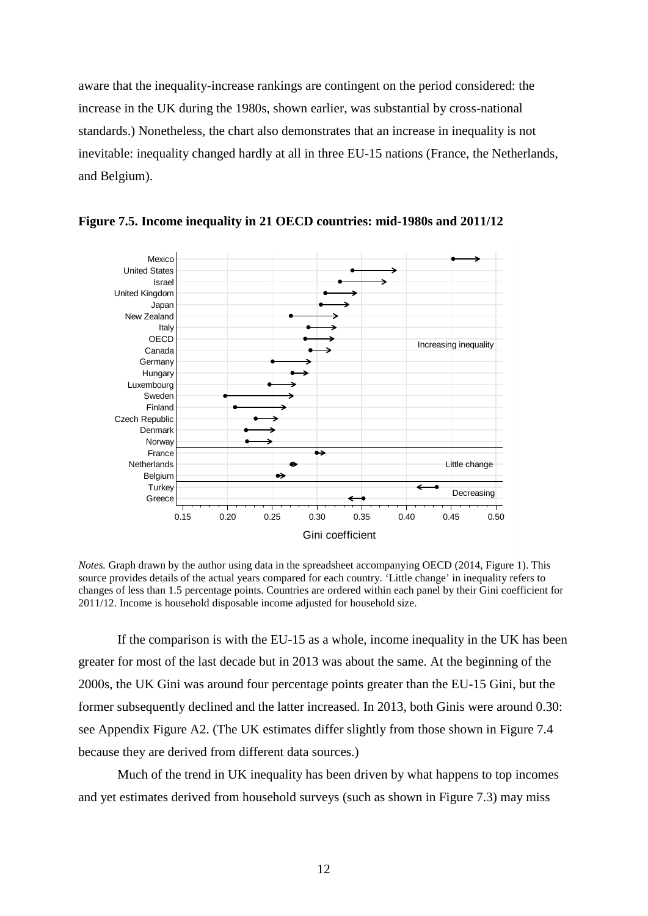aware that the inequality-increase rankings are contingent on the period considered: the increase in the UK during the 1980s, shown earlier, was substantial by cross-national standards.) Nonetheless, the chart also demonstrates that an increase in inequality is not inevitable: inequality changed hardly at all in three EU-15 nations (France, the Netherlands, and Belgium).

**Figure 7.5. Income inequality in 21 OECD countries: mid-1980s and 2011/12**

*Notes.* Graph drawn by the author using data in the spreadsheet accompanying OECD (2014, Figure 1). This source provides details of the actual years compared for each country. 'Little change' in inequality refers to changes of less than 1.5 percentage points. Countries are ordered within each panel by their Gini coefficient for 2011/12. Income is household disposable income adjusted for household size.

If the comparison is with the EU-15 as a whole, income inequality in the UK has been greater for most of the last decade but in 2013 was about the same. At the beginning of the 2000s, the UK Gini was around four percentage points greater than the EU-15 Gini, but the former subsequently declined and the latter increased. In 2013, both Ginis were around 0.30: see Appendix Figure A2. (The UK estimates differ slightly from those shown in Figure 7.4 because they are derived from different data sources.)

Much of the trend in UK inequality has been driven by what happens to top incomes and yet estimates derived from household surveys (such as shown in Figure 7.3) may miss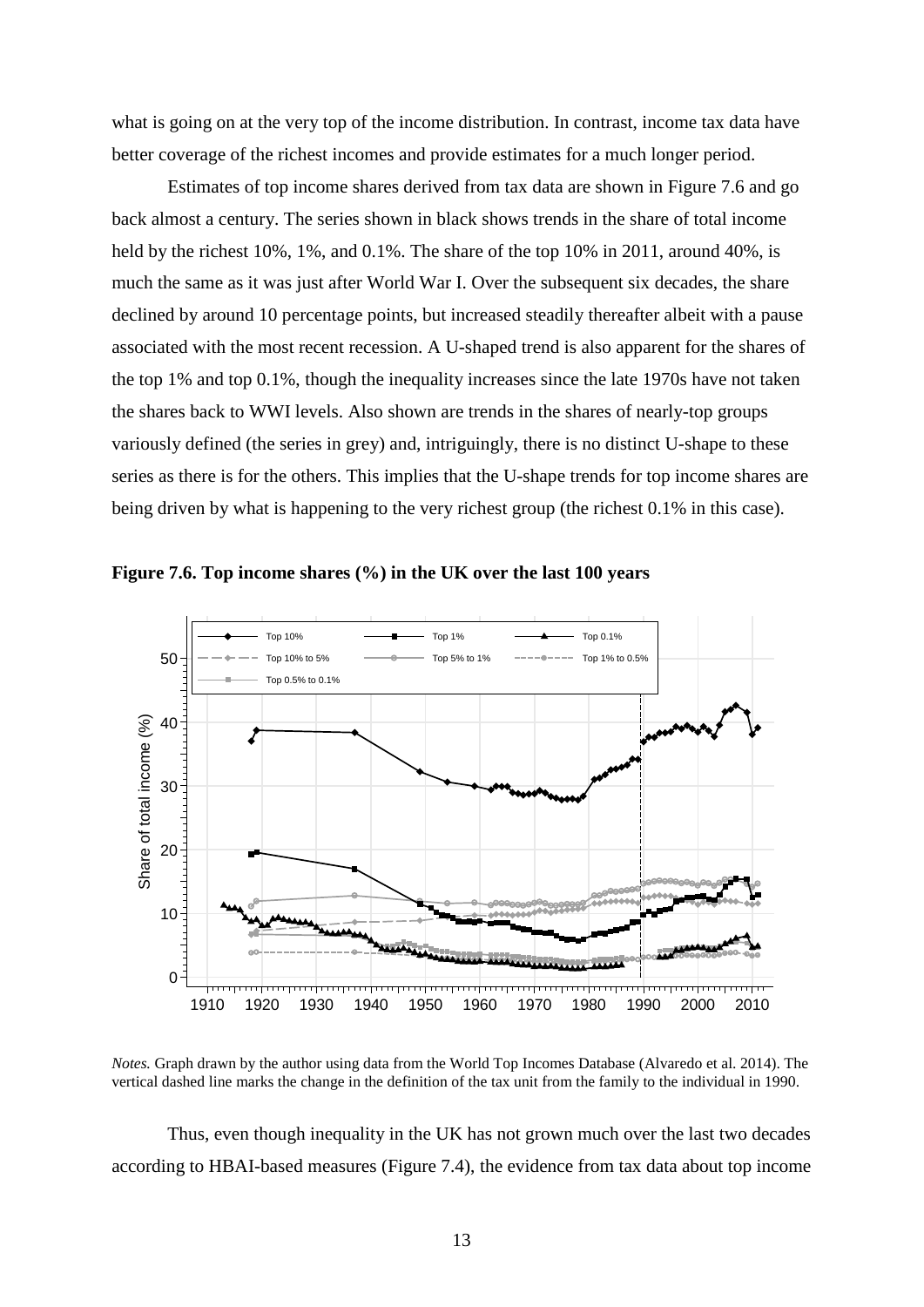what is going on at the very top of the income distribution. In contrast, income tax data have better coverage of the richest incomes and provide estimates for a much longer period.

Estimates of top income shares derived from tax data are shown in Figure 7.6 and go back almost a century. The series shown in black shows trends in the share of total income held by the richest 10%, 1%, and 0.1%. The share of the top 10% in 2011, around 40%, is much the same as it was just after World War I. Over the subsequent six decades, the share declined by around 10 percentage points, but increased steadily thereafter albeit with a pause associated with the most recent recession. A U-shaped trend is also apparent for the shares of the top 1% and top 0.1%, though the inequality increases since the late 1970s have not taken the shares back to WWI levels. Also shown are trends in the shares of nearly-top groups variously defined (the series in grey) and, intriguingly, there is no distinct U-shape to these series as there is for the others. This implies that the U-shape trends for top income shares are being driven by what is happening to the very richest group (the richest 0.1% in this case).

**Figure 7.6. Top income shares (%) in the UK over the last 100 years**

*Notes.* Graph drawn by the author using data from the World Top Incomes Database (Alvaredo et al. 2014). The vertical dashed line marks the change in the definition of the tax unit from the family to the individual in 1990.

Thus, even though inequality in the UK has not grown much over the last two decades according to HBAI-based measures (Figure 7.4), the evidence from tax data about top income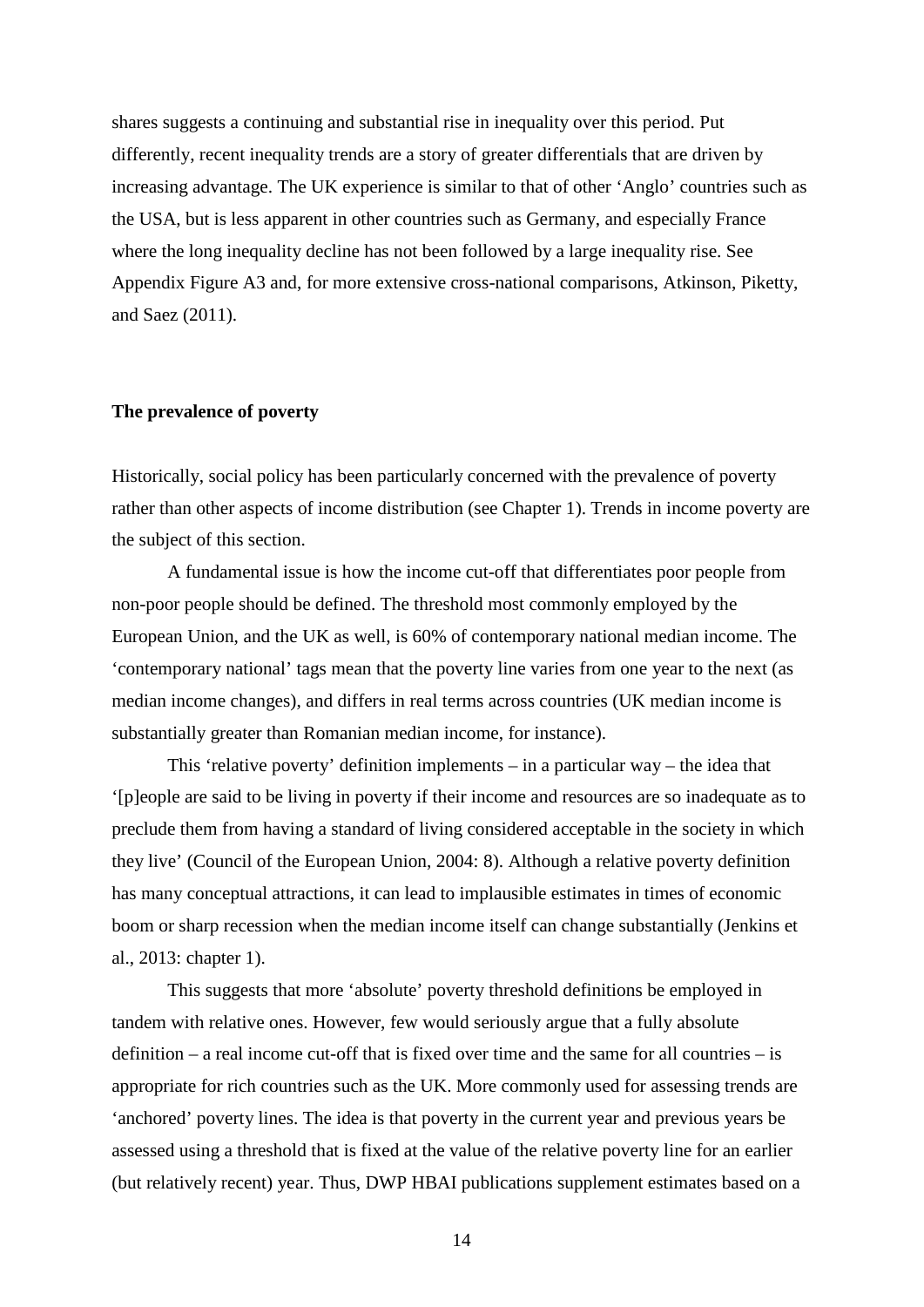shares suggests a continuing and substantial rise in inequality over this period. Put differently, recent inequality trends are a story of greater differentials that are driven by increasing advantage. The UK experience is similar to that of other 'Anglo' countries such as the USA, but is less apparent in other countries such as Germany, and especially France where the long inequality decline has not been followed by a large inequality rise. See Appendix Figure A3 and, for more extensive cross-national comparisons, Atkinson, Piketty, and Saez (2011).

**The prevalence of poverty**

Historically, social policy has been particularly concerned with the prevalence of poverty rather than other aspects of income distribution (see Chapter 1). Trends in income poverty are the subject of this section.

A fundamental issue is how the income cut-off that differentiates poor people from non-poor people should be defined. The threshold most commonly employed by the European Union, and the UK as well, is 60% of contemporary national median income. The 'contemporary national' tags mean that the poverty line varies from one year to the next (as median income changes), and differs in real terms across countries (UK median income is substantially greater than Romanian median income, for instance).

This 'relative poverty' definition implements – in a particular way – the idea that '[p]eople are said to be living in poverty if their income and resources are so inadequate as to preclude them from having a standard of living considered acceptable in the society in which they live' (Council of the European Union, 2004: 8). Although a relative poverty definition has many conceptual attractions, it can lead to implausible estimates in times of economic boom or sharp recession when the median income itself can change substantially (Jenkins et al., 2013: chapter 1).

This suggests that more 'absolute' poverty threshold definitions be employed in tandem with relative ones. However, few would seriously argue that a fully absolute definition – a real income cut-off that is fixed over time and the same for all countries – is appropriate for rich countries such as the UK. More commonly used for assessing trends are 'anchored' poverty lines. The idea is that poverty in the current year and previous years be assessed using a threshold that is fixed at the value of the relative poverty line for an earlier (but relatively recent) year. Thus, DWP HBAI publications supplement estimates based on a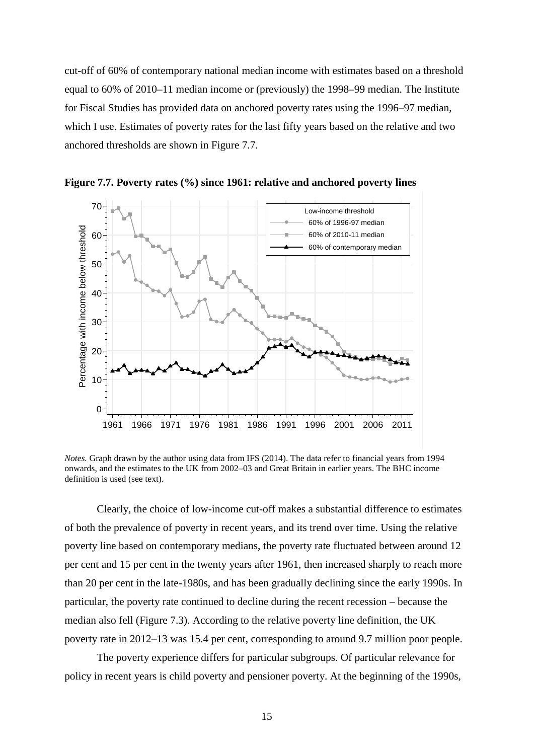cut-off of 60% of contemporary national median income with estimates based on a threshold equal to 60% of 2010–11 median income or (previously) the 1998–99 median. The Institute for Fiscal Studies has provided data on anchored poverty rates using the 1996–97 median, which I use. Estimates of poverty rates for the last fifty years based on the relative and two anchored thresholds are shown in Figure 7.7.

**Figure 7.7. Poverty rates (%) since 1961: relative and anchored poverty lines**

*Notes.* Graph drawn by the author using data from IFS (2014). The data refer to financial years from 1994 onwards, and the estimates to the UK from 2002–03 and Great Britain in earlier years. The BHC income definition is used (see text).

Clearly, the choice of low-income cut-off makes a substantial difference to estimates of both the prevalence of poverty in recent years, and its trend over time. Using the relative poverty line based on contemporary medians, the poverty rate fluctuated between around 12 per cent and 15 per cent in the twenty years after 1961, then increased sharply to reach more than 20 per cent in the late-1980s, and has been gradually declining since the early 1990s. In particular, the poverty rate continued to decline during the recent recession – because the median also fell (Figure 7.3). According to the relative poverty line definition, the UK poverty rate in 2012–13 was 15.4 per cent, corresponding to around 9.7 million poor people.

The poverty experience differs for particular subgroups. Of particular relevance for policy in recent years is child poverty and pensioner poverty. At the beginning of the 1990s,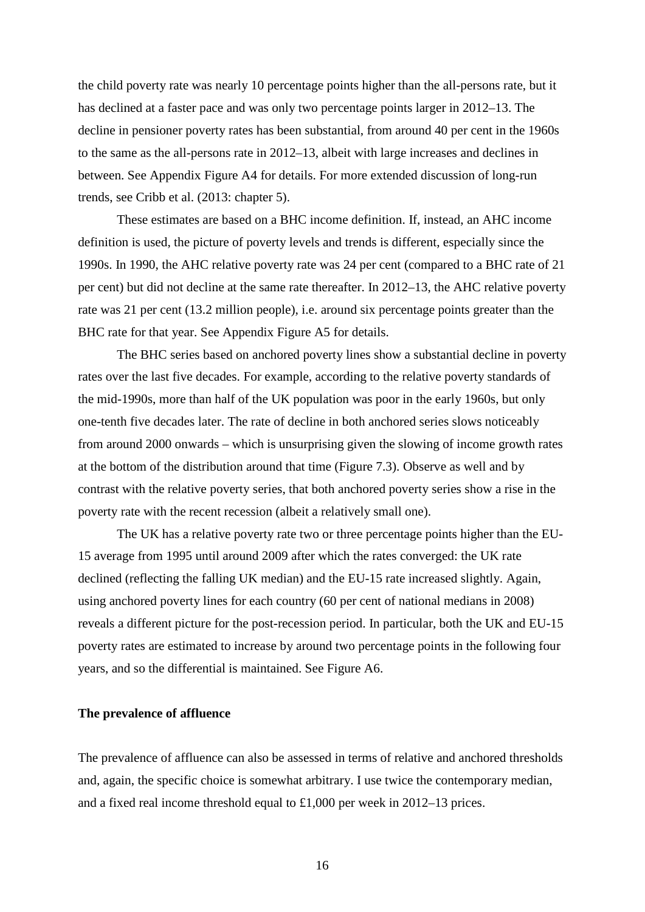the child poverty rate was nearly 10 percentage points higher than the all-persons rate, but it has declined at a faster pace and was only two percentage points larger in 2012–13. The decline in pensioner poverty rates has been substantial, from around 40 per cent in the 1960s to the same as the all-persons rate in 2012–13, albeit with large increases and declines in between. See Appendix Figure A4 for details. For more extended discussion of long-run trends, see Cribb et al. (2013: chapter 5).

These estimates are based on a BHC income definition. If, instead, an AHC income definition is used, the picture of poverty levels and trends is different, especially since the 1990s. In 1990, the AHC relative poverty rate was 24 per cent (compared to a BHC rate of 21 per cent) but did not decline at the same rate thereafter. In 2012–13, the AHC relative poverty rate was 21 per cent (13.2 million people), i.e. around six percentage points greater than the BHC rate for that year. See Appendix Figure A5 for details.

The BHC series based on anchored poverty lines show a substantial decline in poverty rates over the last five decades. For example, according to the relative poverty standards of the mid-1990s, more than half of the UK population was poor in the early 1960s, but only one-tenth five decades later. The rate of decline in both anchored series slows noticeably from around 2000 onwards – which is unsurprising given the slowing of income growth rates at the bottom of the distribution around that time (Figure 7.3). Observe as well and by contrast with the relative poverty series, that both anchored poverty series show a rise in the poverty rate with the recent recession (albeit a relatively small one).

The UK has a relative poverty rate two or three percentage points higher than the EU-15 average from 1995 until around 2009 after which the rates converged: the UK rate declined (reflecting the falling UK median) and the EU-15 rate increased slightly. Again, using anchored poverty lines for each country (60 per cent of national medians in 2008) reveals a different picture for the post-recession period. In particular, both the UK and EU-15 poverty rates are estimated to increase by around two percentage points in the following four years, and so the differential is maintained. See Figure A6.

**The prevalence of affluence**

The prevalence of affluence can also be assessed in terms of relative and anchored thresholds and, again, the specific choice is somewhat arbitrary. I use twice the contemporary median, and a fixed real income threshold equal to £1,000 per week in 2012–13 prices.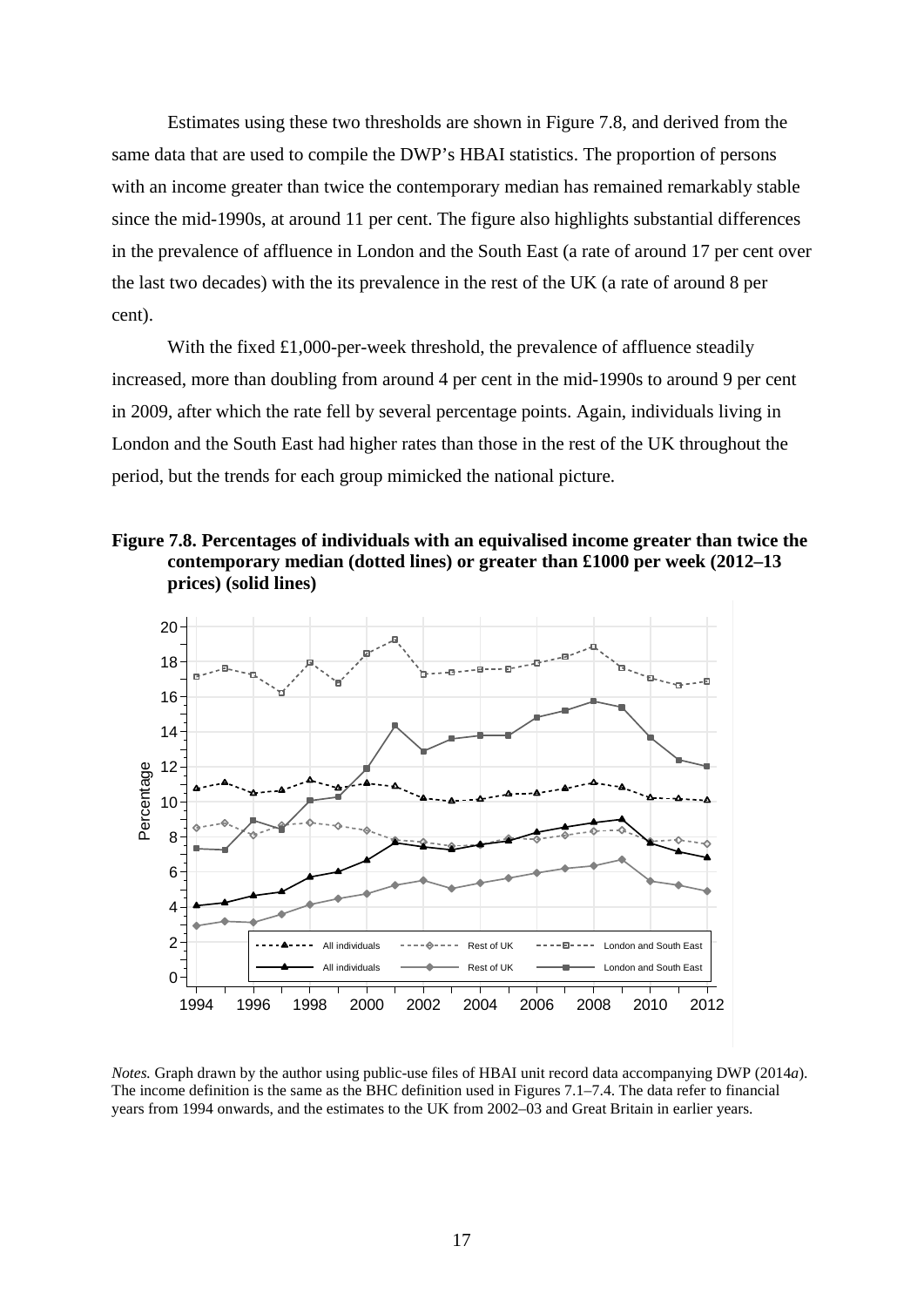Estimates using these two thresholds are shown in Figure 7.8, and derived from the same data that are used to compile the DWP's HBAI statistics. The proportion of persons with an income greater than twice the contemporary median has remained remarkably stable since the mid-1990s, at around 11 per cent. The figure also highlights substantial differences in the prevalence of affluence in London and the South East (a rate of around 17 per cent over the last two decades) with the its prevalence in the rest of the UK (a rate of around 8 per cent).

With the fixed £1,000-per-week threshold, the prevalence of affluence steadily increased, more than doubling from around 4 per cent in the mid-1990s to around 9 per cent in 2009, after which the rate fell by several percentage points. Again, individuals living in London and the South East had higher rates than those in the rest of the UK throughout the period, but the trends for each group mimicked the national picture.

**Figure 7.8. Percentages of individuals with an equivalised income greater than twice the contemporary median (dotted lines) or greater than £1000 per week (2012–13 prices) (solid lines)**

*Notes.* Graph drawn by the author using public-use files of HBAI unit record data accompanying DWP (2014*a*). The income definition is the same as the BHC definition used in Figures 7.1–7.4. The data refer to financial years from 1994 onwards, and the estimates to the UK from 2002–03 and Great Britain in earlier years.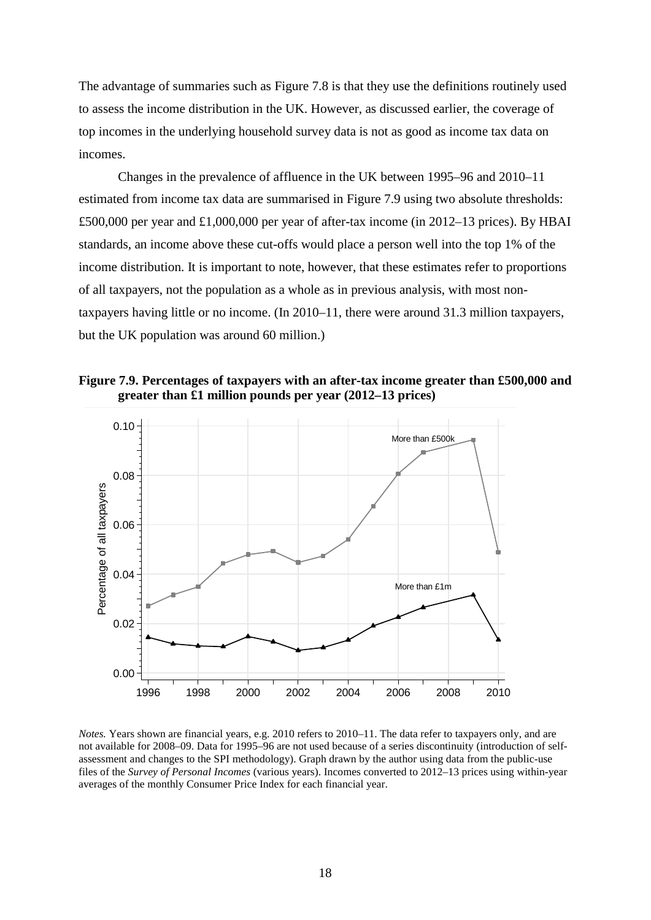The advantage of summaries such as Figure 7.8 is that they use the definitions routinely used to assess the income distribution in the UK. However, as discussed earlier, the coverage of top incomes in the underlying household survey data is not as good as income tax data on incomes.

Changes in the prevalence of affluence in the UK between 1995–96 and 2010–11 estimated from income tax data are summarised in Figure 7.9 using two absolute thresholds: £500,000 per year and £1,000,000 per year of after-tax income (in 2012–13 prices). By HBAI standards, an income above these cut-offs would place a person well into the top 1% of the income distribution. It is important to note, however, that these estimates refer to proportions of all taxpayers, not the population as a whole as in previous analysis, with most non-taxpayers having little or no income. (In 2010–11, there were around 31.3 million taxpayers, but the UK population was around 60 million.)

**Figure 7.9. Percentages of taxpayers with an after-tax income greater than £500,000 and greater than £1 million pounds per year (2012–13 prices)**

*Notes.* Years shown are financial years, e.g. 2010 refers to 2010–11. The data refer to taxpayers only, and are not available for 2008–09. Data for 1995–96 are not used because of a series discontinuity (introduction of self-assessment and changes to the SPI methodology). Graph drawn by the author using data from the public-use files of the *Survey of Personal Incomes* (various years). Incomes converted to 2012–13 prices using within-year averages of the monthly Consumer Price Index for each financial year.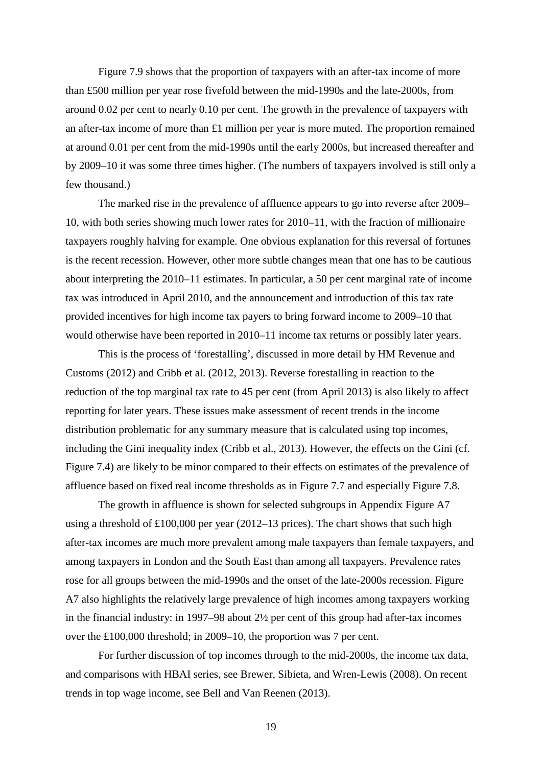Figure 7.9 shows that the proportion of taxpayers with an after-tax income of more than £500 million per year rose fivefold between the mid-1990s and the late-2000s, from around 0.02 per cent to nearly 0.10 per cent. The growth in the prevalence of taxpayers with an after-tax income of more than £1 million per year is more muted. The proportion remained at around 0.01 per cent from the mid-1990s until the early 2000s, but increased thereafter and by 2009–10 it was some three times higher. (The numbers of taxpayers involved is still only a few thousand.)

The marked rise in the prevalence of affluence appears to go into reverse after 2009–10, with both series showing much lower rates for 2010–11, with the fraction of millionaire taxpayers roughly halving for example. One obvious explanation for this reversal of fortunes is the recent recession. However, other more subtle changes mean that one has to be cautious about interpreting the 2010–11 estimates. In particular, a 50 per cent marginal rate of income tax was introduced in April 2010, and the announcement and introduction of this tax rate provided incentives for high income tax payers to bring forward income to 2009–10 that would otherwise have been reported in 2010–11 income tax returns or possibly later years.

This is the process of 'forestalling', discussed in more detail by HM Revenue and Customs (2012) and Cribb et al. (2012, 2013). Reverse forestalling in reaction to the reduction of the top marginal tax rate to 45 per cent (from April 2013) is also likely to affect reporting for later years. These issues make assessment of recent trends in the income distribution problematic for any summary measure that is calculated using top incomes, including the Gini inequality index (Cribb et al., 2013). However, the effects on the Gini (cf. Figure 7.4) are likely to be minor compared to their effects on estimates of the prevalence of affluence based on fixed real income thresholds as in Figure 7.7 and especially Figure 7.8.

The growth in affluence is shown for selected subgroups in Appendix Figure A7 using a threshold of £100,000 per year (2012–13 prices). The chart shows that such high after-tax incomes are much more prevalent among male taxpayers than female taxpayers, and among taxpayers in London and the South East than among all taxpayers. Prevalence rates rose for all groups between the mid-1990s and the onset of the late-2000s recession. Figure A7 also highlights the relatively large prevalence of high incomes among taxpayers working in the financial industry: in 1997–98 about 2½ per cent of this group had after-tax incomes over the £100,000 threshold; in 2009–10, the proportion was 7 per cent.

For further discussion of top incomes through to the mid-2000s, the income tax data, and comparisons with HBAI series, see Brewer, Sibieta, and Wren-Lewis (2008). On recent trends in top wage income, see Bell and Van Reenen (2013).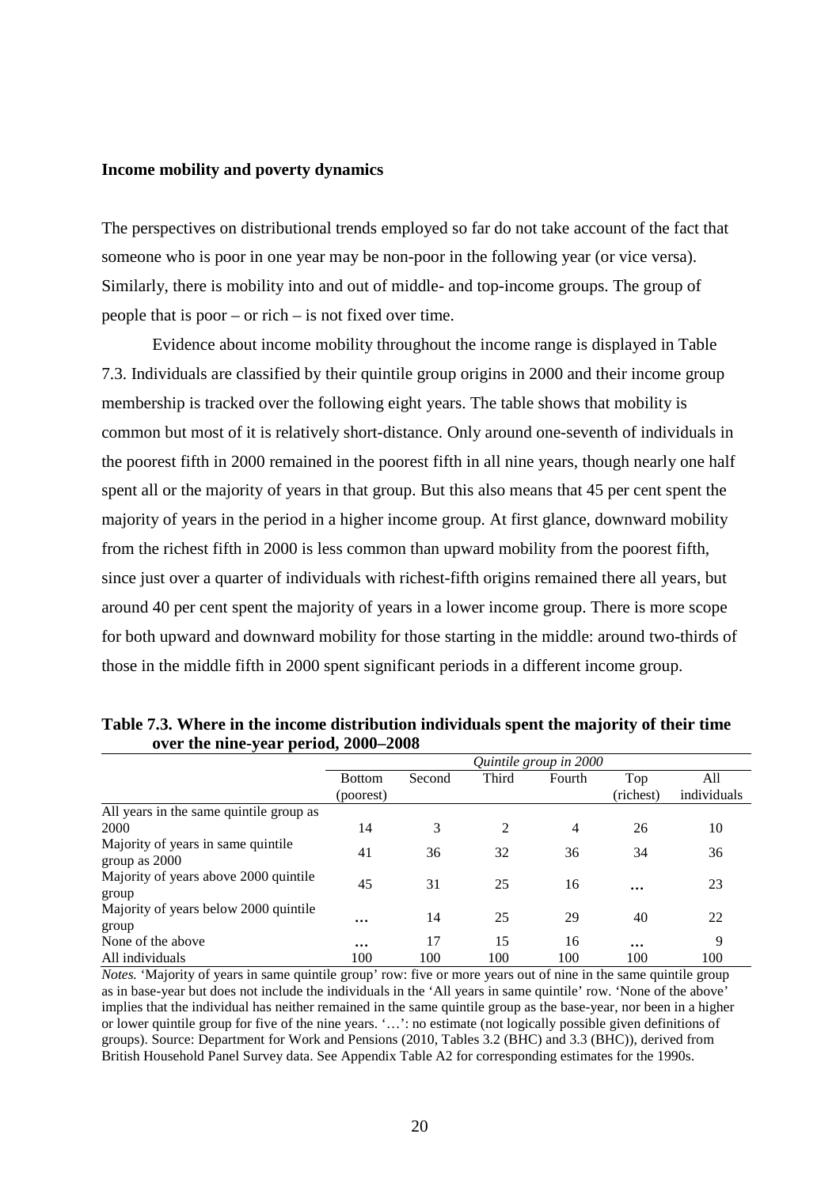**Income mobility and poverty dynamics**

The perspectives on distributional trends employed so far do not take account of the fact that someone who is poor in one year may be non-poor in the following year (or vice versa). Similarly, there is mobility into and out of middle- and top-income groups. The group of people that is poor – or rich – is not fixed over time.

Evidence about income mobility throughout the income range is displayed in Table 7.3. Individuals are classified by their quintile group origins in 2000 and their income group membership is tracked over the following eight years. The table shows that mobility is common but most of it is relatively short-distance. Only around one-seventh of individuals in the poorest fifth in 2000 remained in the poorest fifth in all nine years, though nearly one half spent all or the majority of years in that group. But this also means that 45 per cent spent the majority of years in the period in a higher income group. At first glance, downward mobility from the richest fifth in 2000 is less common than upward mobility from the poorest fifth, since just over a quarter of individuals with richest-fifth origins remained there all years, but around 40 per cent spent the majority of years in a lower income group. There is more scope for both upward and downward mobility for those starting in the middle: around two-thirds of those in the middle fifth in 2000 spent significant periods in a different income group.

**Table 7.3. Where in the income distribution individuals spent the majority of their time over the nine-year period, 2000–2008**

| | *Quintile group in 2000* | | | | | |
|---|---|---|---|---|---|---|
| | Bottom (poorest) | Second | Third | Fourth | Top (richest) | All individuals |
| All years in the same quintile group as 2000 | 14 | 3 | 2 | 4 | 26 | 10 |
| Majority of years in same quintile group as 2000 | 41 | 36 | 32 | 36 | 34 | 36 |
| Majority of years above 2000 quintile group | 45 | 31 | 25 | 16 | … | 23 |
| Majority of years below 2000 quintile group | … | 14 | 25 | 29 | 40 | 22 |
| None of the above | … | 17 | 15 | 16 | … | 9 |
| All individuals | 100 | 100 | 100 | 100 | 100 | 100 |

*Notes.* 'Majority of years in same quintile group' row: five or more years out of nine in the same quintile group as in base-year but does not include the individuals in the 'All years in same quintile' row. 'None of the above' implies that the individual has neither remained in the same quintile group as the base-year, nor been in a higher or lower quintile group for five of the nine years. '…': no estimate (not logically possible given definitions of groups). Source: Department for Work and Pensions (2010, Tables 3.2 (BHC) and 3.3 (BHC)), derived from British Household Panel Survey data. See Appendix Table A2 for corresponding estimates for the 1990s.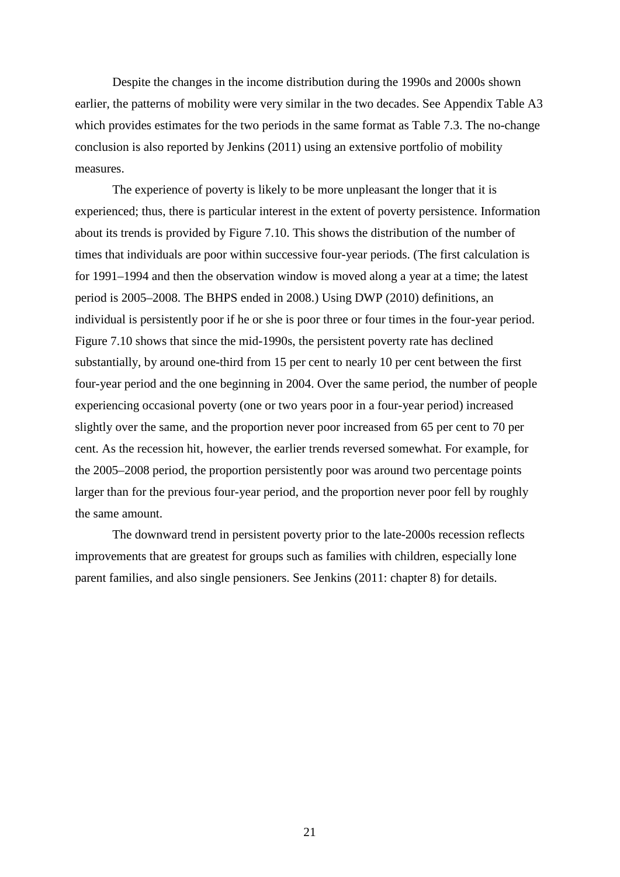Despite the changes in the income distribution during the 1990s and 2000s shown earlier, the patterns of mobility were very similar in the two decades. See Appendix Table A3 which provides estimates for the two periods in the same format as Table 7.3. The no-change conclusion is also reported by Jenkins (2011) using an extensive portfolio of mobility measures.

The experience of poverty is likely to be more unpleasant the longer that it is experienced; thus, there is particular interest in the extent of poverty persistence. Information about its trends is provided by Figure 7.10. This shows the distribution of the number of times that individuals are poor within successive four-year periods. (The first calculation is for 1991–1994 and then the observation window is moved along a year at a time; the latest period is 2005–2008. The BHPS ended in 2008.) Using DWP (2010) definitions, an individual is persistently poor if he or she is poor three or four times in the four-year period. Figure 7.10 shows that since the mid-1990s, the persistent poverty rate has declined substantially, by around one-third from 15 per cent to nearly 10 per cent between the first four-year period and the one beginning in 2004. Over the same period, the number of people experiencing occasional poverty (one or two years poor in a four-year period) increased slightly over the same, and the proportion never poor increased from 65 per cent to 70 per cent. As the recession hit, however, the earlier trends reversed somewhat. For example, for the 2005–2008 period, the proportion persistently poor was around two percentage points larger than for the previous four-year period, and the proportion never poor fell by roughly the same amount.

The downward trend in persistent poverty prior to the late-2000s recession reflects improvements that are greatest for groups such as families with children, especially lone parent families, and also single pensioners. See Jenkins (2011: chapter 8) for details.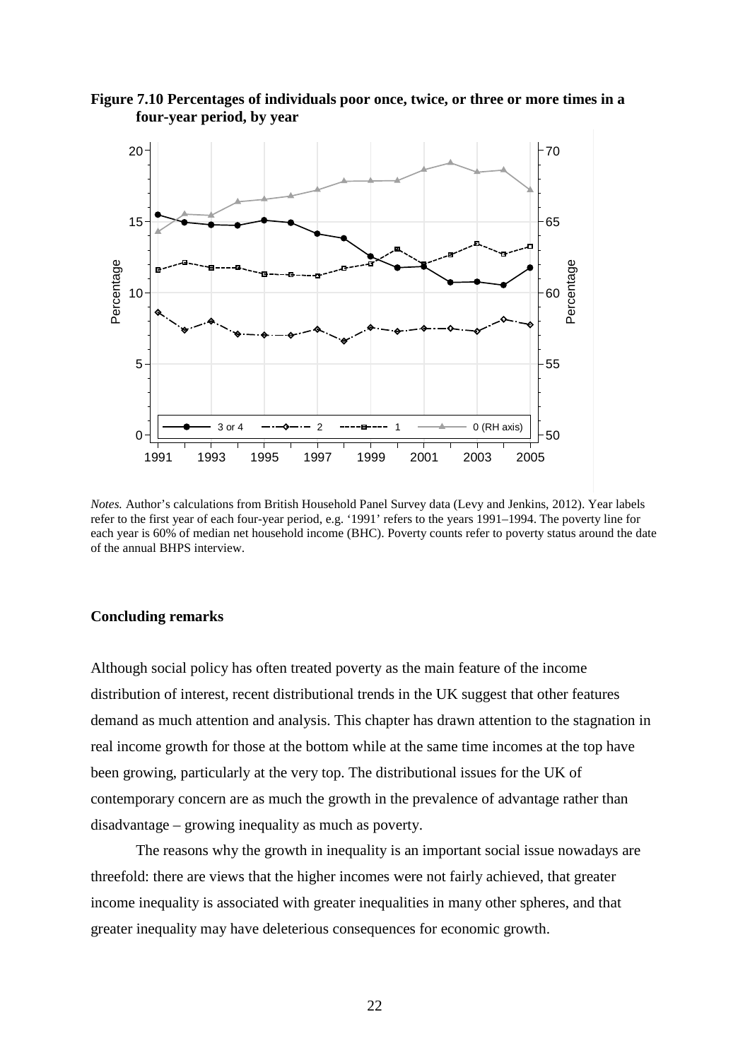**Figure 7.10 Percentages of individuals poor once, twice, or three or more times in a four-year period, by year**

*Notes.* Author's calculations from British Household Panel Survey data (Levy and Jenkins, 2012). Year labels refer to the first year of each four-year period, e.g. '1991' refers to the years 1991–1994. The poverty line for each year is 60% of median net household income (BHC). Poverty counts refer to poverty status around the date of the annual BHPS interview.

**Concluding remarks**

Although social policy has often treated poverty as the main feature of the income distribution of interest, recent distributional trends in the UK suggest that other features demand as much attention and analysis. This chapter has drawn attention to the stagnation in real income growth for those at the bottom while at the same time incomes at the top have been growing, particularly at the very top. The distributional issues for the UK of contemporary concern are as much the growth in the prevalence of advantage rather than disadvantage – growing inequality as much as poverty.

The reasons why the growth in inequality is an important social issue nowadays are threefold: there are views that the higher incomes were not fairly achieved, that greater income inequality is associated with greater inequalities in many other spheres, and that greater inequality may have deleterious consequences for economic growth.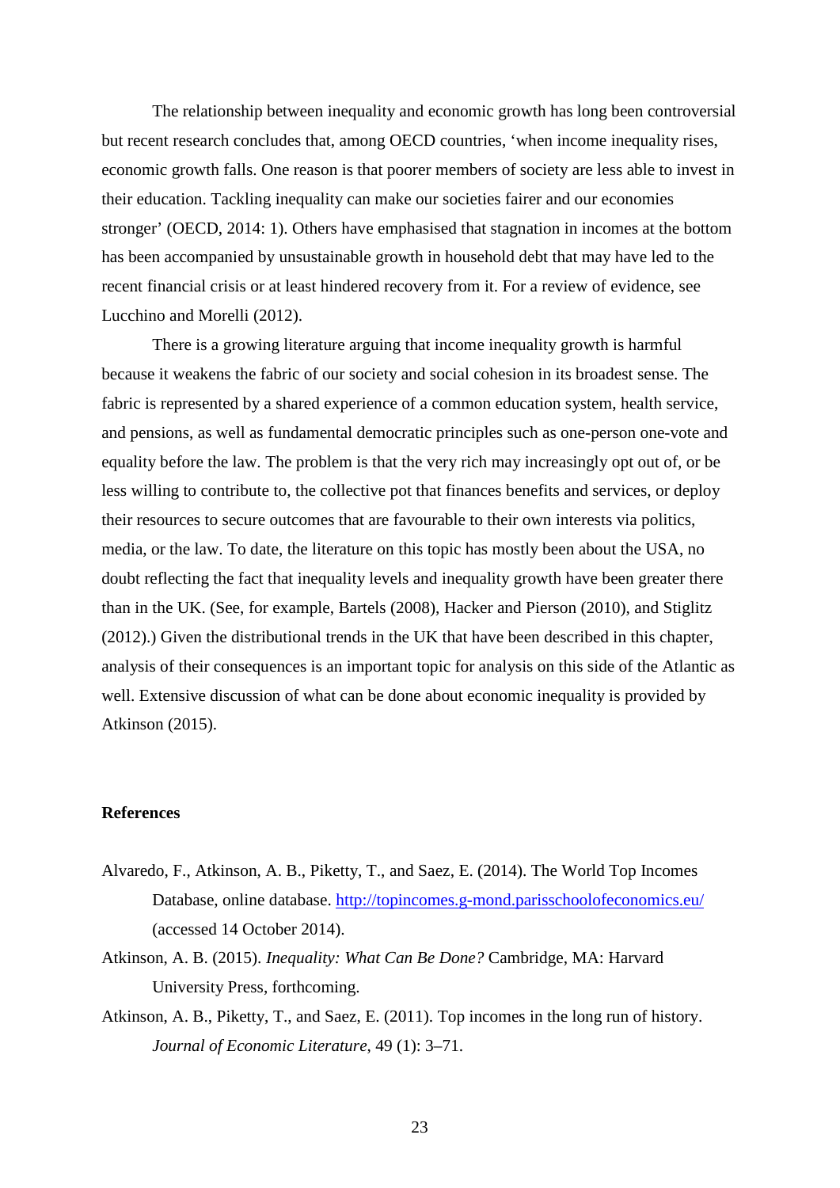The relationship between inequality and economic growth has long been controversial but recent research concludes that, among OECD countries, 'when income inequality rises, economic growth falls. One reason is that poorer members of society are less able to invest in their education. Tackling inequality can make our societies fairer and our economies stronger' (OECD, 2014: 1). Others have emphasised that stagnation in incomes at the bottom has been accompanied by unsustainable growth in household debt that may have led to the recent financial crisis or at least hindered recovery from it. For a review of evidence, see Lucchino and Morelli (2012).

There is a growing literature arguing that income inequality growth is harmful because it weakens the fabric of our society and social cohesion in its broadest sense. The fabric is represented by a shared experience of a common education system, health service, and pensions, as well as fundamental democratic principles such as one-person one-vote and equality before the law. The problem is that the very rich may increasingly opt out of, or be less willing to contribute to, the collective pot that finances benefits and services, or deploy their resources to secure outcomes that are favourable to their own interests via politics, media, or the law. To date, the literature on this topic has mostly been about the USA, no doubt reflecting the fact that inequality levels and inequality growth have been greater there than in the UK. (See, for example, Bartels (2008), Hacker and Pierson (2010), and Stiglitz (2012).) Given the distributional trends in the UK that have been described in this chapter, analysis of their consequences is an important topic for analysis on this side of the Atlantic as well. Extensive discussion of what can be done about economic inequality is provided by Atkinson (2015).

## References

Alvaredo, F., Atkinson, A. B., Piketty, T., and Saez, E. (2014). The World Top Incomes Database, online database. http://topincomes.g-mond.parisschoolofeconomics.eu/ (accessed 14 October 2014).

Atkinson, A. B. (2015). *Inequality: What Can Be Done?* Cambridge, MA: Harvard University Press, forthcoming.

Atkinson, A. B., Piketty, T., and Saez, E. (2011). Top incomes in the long run of history. *Journal of Economic Literature*, 49 (1): 3–71.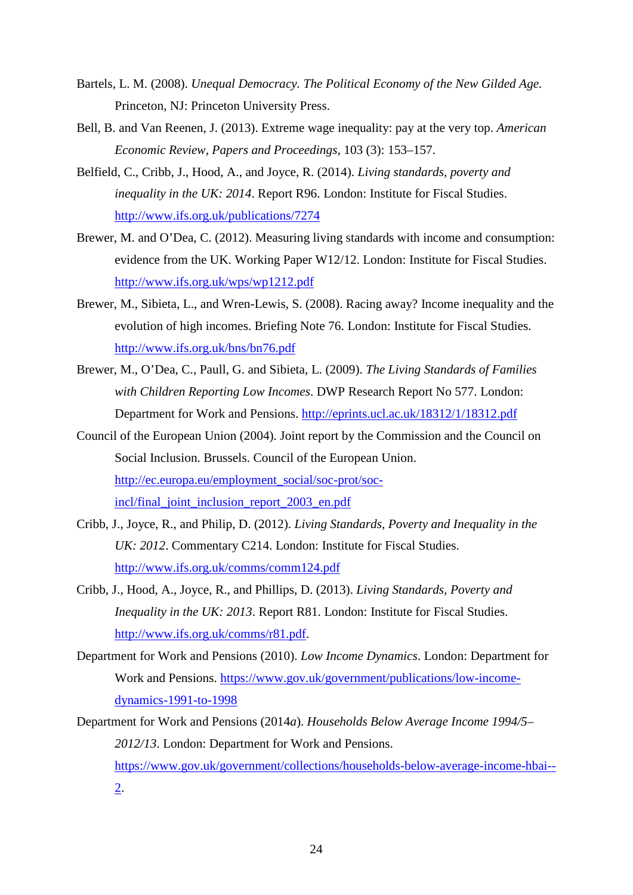Bartels, L. M. (2008). *Unequal Democracy. The Political Economy of the New Gilded Age.* Princeton, NJ: Princeton University Press.

Bell, B. and Van Reenen, J. (2013). Extreme wage inequality: pay at the very top. *American Economic Review, Papers and Proceedings*, 103 (3): 153–157.

Belfield, C., Cribb, J., Hood, A., and Joyce, R. (2014). *Living standards, poverty and inequality in the UK: 2014*. Report R96. London: Institute for Fiscal Studies. http://www.ifs.org.uk/publications/7274

Brewer, M. and O'Dea, C. (2012). Measuring living standards with income and consumption: evidence from the UK. Working Paper W12/12. London: Institute for Fiscal Studies. http://www.ifs.org.uk/wps/wp1212.pdf

Brewer, M., Sibieta, L., and Wren-Lewis, S. (2008). Racing away? Income inequality and the evolution of high incomes. Briefing Note 76. London: Institute for Fiscal Studies. http://www.ifs.org.uk/bns/bn76.pdf

Brewer, M., O'Dea, C., Paull, G. and Sibieta, L. (2009). *The Living Standards of Families with Children Reporting Low Incomes*. DWP Research Report No 577. London: Department for Work and Pensions. http://eprints.ucl.ac.uk/18312/1/18312.pdf

Council of the European Union (2004). Joint report by the Commission and the Council on Social Inclusion. Brussels. Council of the European Union. http://ec.europa.eu/employment_social/soc-prot/soc-incl/final_joint_inclusion_report_2003_en.pdf

Cribb, J., Joyce, R., and Philip, D. (2012). *Living Standards, Poverty and Inequality in the UK: 2012*. Commentary C214. London: Institute for Fiscal Studies. http://www.ifs.org.uk/comms/comm124.pdf

Cribb, J., Hood, A., Joyce, R., and Phillips, D. (2013). *Living Standards, Poverty and Inequality in the UK: 2013*. Report R81. London: Institute for Fiscal Studies. http://www.ifs.org.uk/comms/r81.pdf.

Department for Work and Pensions (2010). *Low Income Dynamics*. London: Department for Work and Pensions. https://www.gov.uk/government/publications/low-income-dynamics-1991-to-1998

Department for Work and Pensions (2014*a*). *Households Below Average Income 1994/5–2012/13*. London: Department for Work and Pensions. https://www.gov.uk/government/collections/households-below-average-income-hbai--2.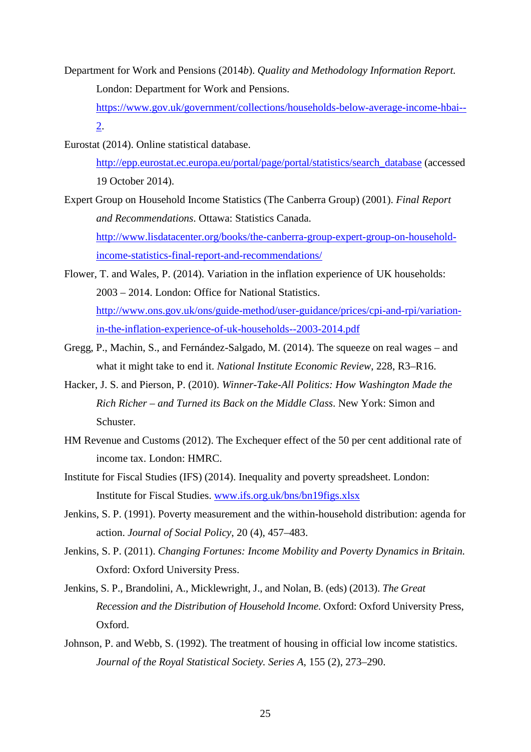Department for Work and Pensions (2014*b*). *Quality and Methodology Information Report.* London: Department for Work and Pensions. https://www.gov.uk/government/collections/households-below-average-income-hbai--2.

Eurostat (2014). Online statistical database. http://epp.eurostat.ec.europa.eu/portal/page/portal/statistics/search_database (accessed 19 October 2014).

Expert Group on Household Income Statistics (The Canberra Group) (2001). *Final Report and Recommendations*. Ottawa: Statistics Canada. http://www.lisdatacenter.org/books/the-canberra-group-expert-group-on-household-income-statistics-final-report-and-recommendations/

Flower, T. and Wales, P. (2014). Variation in the inflation experience of UK households: 2003 – 2014. London: Office for National Statistics. http://www.ons.gov.uk/ons/guide-method/user-guidance/prices/cpi-and-rpi/variation-in-the-inflation-experience-of-uk-households--2003-2014.pdf

Gregg, P., Machin, S., and Fernández-Salgado, M. (2014). The squeeze on real wages – and what it might take to end it. *National Institute Economic Review*, 228, R3–R16.

Hacker, J. S. and Pierson, P. (2010). *Winner-Take-All Politics: How Washington Made the Rich Richer – and Turned its Back on the Middle Class*. New York: Simon and Schuster.

HM Revenue and Customs (2012). The Exchequer effect of the 50 per cent additional rate of income tax. London: HMRC.

Institute for Fiscal Studies (IFS) (2014). Inequality and poverty spreadsheet. London: Institute for Fiscal Studies. www.ifs.org.uk/bns/bn19figs.xlsx

Jenkins, S. P. (1991). Poverty measurement and the within-household distribution: agenda for action. *Journal of Social Policy*, 20 (4), 457–483.

Jenkins, S. P. (2011). *Changing Fortunes: Income Mobility and Poverty Dynamics in Britain.* Oxford: Oxford University Press.

Jenkins, S. P., Brandolini, A., Micklewright, J., and Nolan, B. (eds) (2013). *The Great Recession and the Distribution of Household Income.* Oxford: Oxford University Press, Oxford.

Johnson, P. and Webb, S. (1992). The treatment of housing in official low income statistics. *Journal of the Royal Statistical Society. Series A*, 155 (2), 273–290.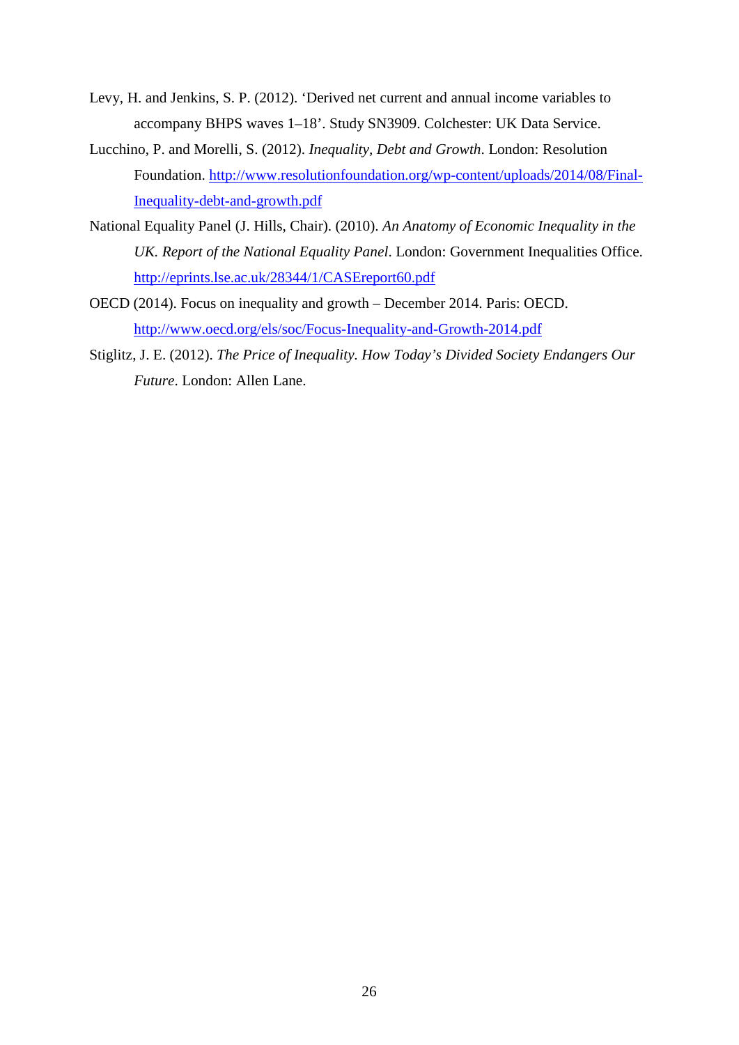Levy, H. and Jenkins, S. P. (2012). 'Derived net current and annual income variables to accompany BHPS waves 1–18'. Study SN3909. Colchester: UK Data Service.

Lucchino, P. and Morelli, S. (2012). *Inequality, Debt and Growth*. London: Resolution Foundation. http://www.resolutionfoundation.org/wp-content/uploads/2014/08/Final-Inequality-debt-and-growth.pdf

National Equality Panel (J. Hills, Chair). (2010). *An Anatomy of Economic Inequality in the UK. Report of the National Equality Panel*. London: Government Inequalities Office. http://eprints.lse.ac.uk/28344/1/CASEreport60.pdf

OECD (2014). Focus on inequality and growth – December 2014. Paris: OECD. http://www.oecd.org/els/soc/Focus-Inequality-and-Growth-2014.pdf

Stiglitz, J. E. (2012). *The Price of Inequality. How Today's Divided Society Endangers Our Future*. London: Allen Lane.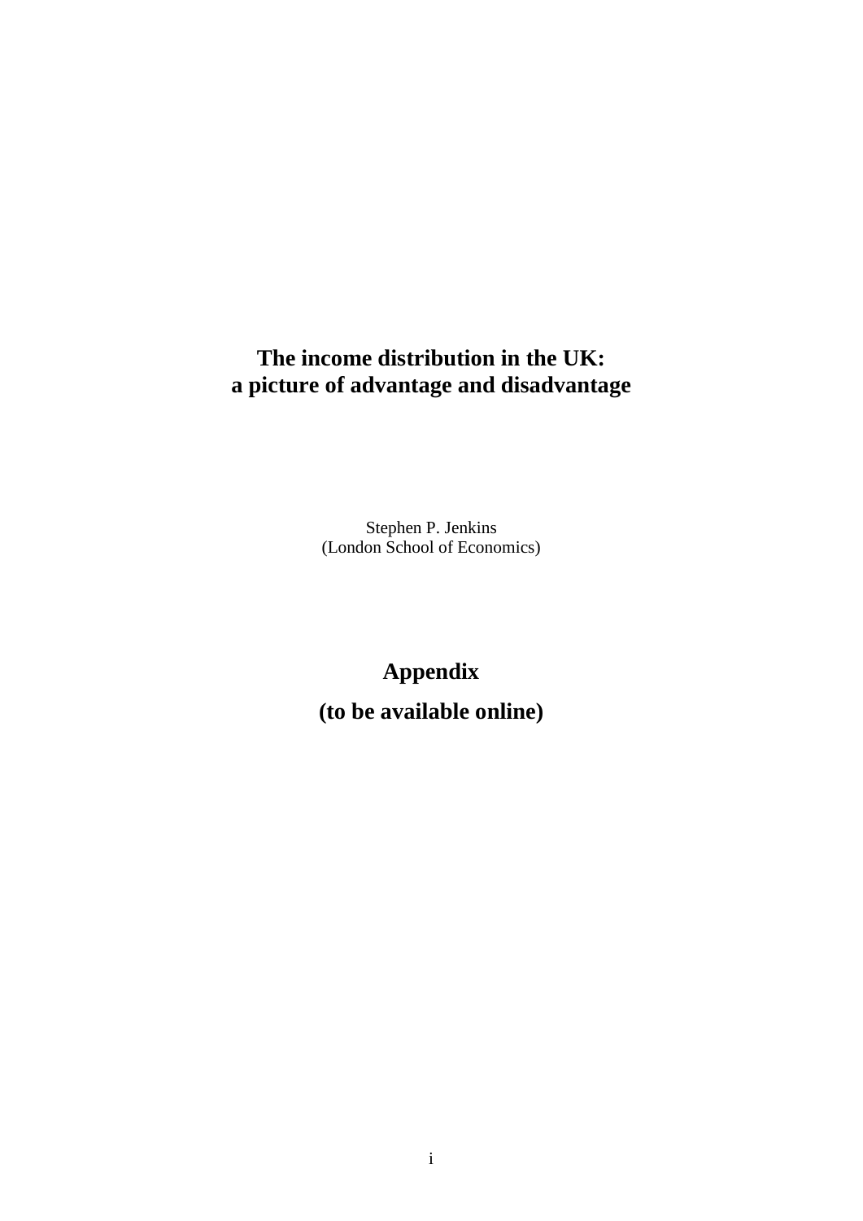# The income distribution in the UK: a picture of advantage and disadvantage

Stephen P. Jenkins
(London School of Economics)

## Appendix

## (to be available online)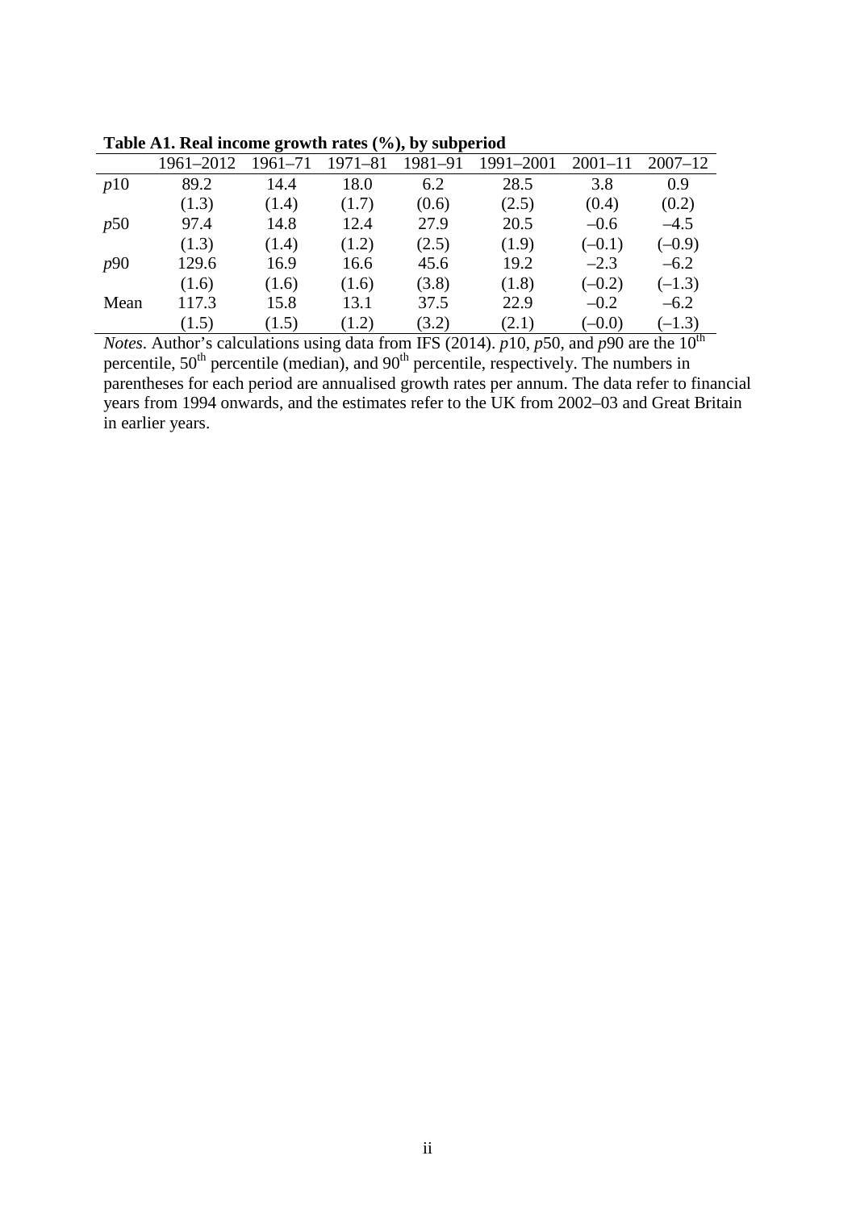**Table A1. Real income growth rates (%), by subperiod**

| | 1961–2012 | 1961–71 | 1971–81 | 1981–91 | 1991–2001 | 2001–11 | 2007–12 |
|---|---|---|---|---|---|---|---|
| *p*10 | 89.2 | 14.4 | 18.0 | 6.2 | 28.5 | 3.8 | 0.9 |
| | (1.3) | (1.4) | (1.7) | (0.6) | (2.5) | (0.4) | (0.2) |
| *p*50 | 97.4 | 14.8 | 12.4 | 27.9 | 20.5 | –0.6 | –4.5 |
| | (1.3) | (1.4) | (1.2) | (2.5) | (1.9) | (–0.1) | (–0.9) |
| *p*90 | 129.6 | 16.9 | 16.6 | 45.6 | 19.2 | –2.3 | –6.2 |
| | (1.6) | (1.6) | (1.6) | (3.8) | (1.8) | (–0.2) | (–1.3) |
| Mean | 117.3 | 15.8 | 13.1 | 37.5 | 22.9 | –0.2 | –6.2 |
| | (1.5) | (1.5) | (1.2) | (3.2) | (2.1) | (–0.0) | (–1.3) |

*Notes*. Author's calculations using data from IFS (2014). *p*10, *p*50, and *p*90 are the 10th percentile, 50th percentile (median), and 90th percentile, respectively. The numbers in parentheses for each period are annualised growth rates per annum. The data refer to financial years from 1994 onwards, and the estimates refer to the UK from 2002–03 and Great Britain in earlier years.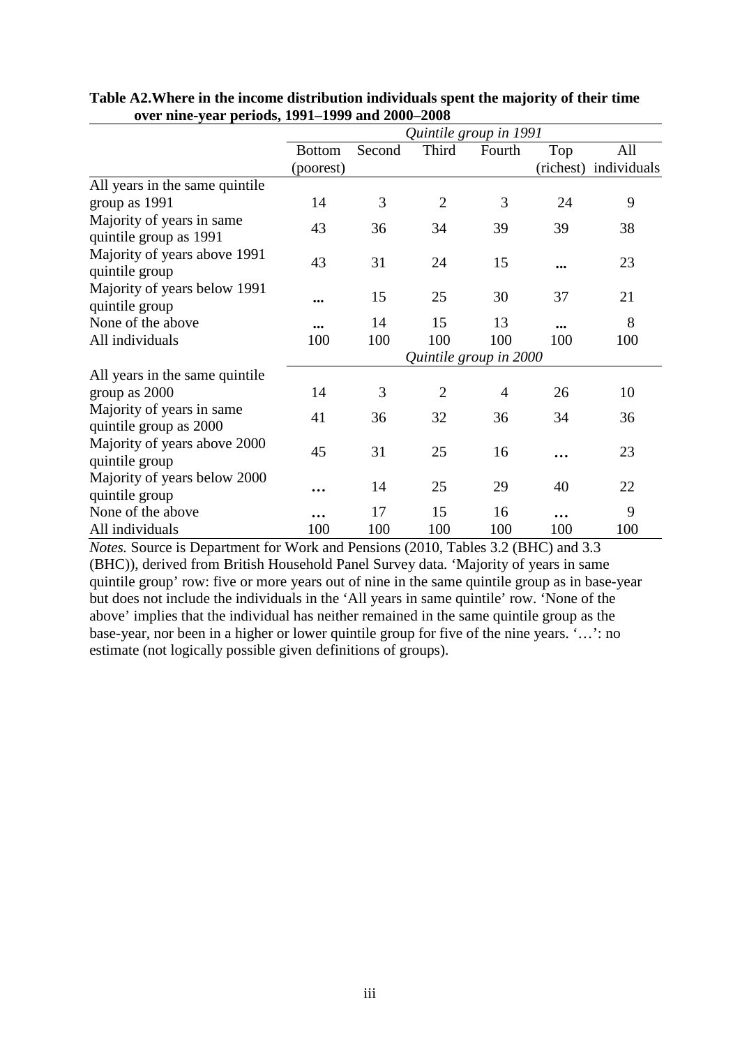**Table A2.Where in the income distribution individuals spent the majority of their time over nine-year periods, 1991–1999 and 2000–2008**

| | *Quintile group in 1991* | | | | | |
|---|---|---|---|---|---|---|
| | Bottom (poorest) | Second | Third | Fourth | Top (richest) | All individuals |
| All years in the same quintile group as 1991 | 14 | 3 | 2 | 3 | 24 | 9 |
| Majority of years in same quintile group as 1991 | 43 | 36 | 34 | 39 | 39 | 38 |
| Majority of years above 1991 quintile group | 43 | 31 | 24 | 15 | … | 23 |
| Majority of years below 1991 quintile group | … | 15 | 25 | 30 | 37 | 21 |
| None of the above | … | 14 | 15 | 13 | … | 8 |
| All individuals | 100 | 100 | 100 | 100 | 100 | 100 |
| | *Quintile group in 2000* | | | | | |
| All years in the same quintile group as 2000 | 14 | 3 | 2 | 4 | 26 | 10 |
| Majority of years in same quintile group as 2000 | 41 | 36 | 32 | 36 | 34 | 36 |
| Majority of years above 2000 quintile group | 45 | 31 | 25 | 16 | … | 23 |
| Majority of years below 2000 quintile group | … | 14 | 25 | 29 | 40 | 22 |
| None of the above | … | 17 | 15 | 16 | … | 9 |
| All individuals | 100 | 100 | 100 | 100 | 100 | 100 |

*Notes.* Source is Department for Work and Pensions (2010, Tables 3.2 (BHC) and 3.3 (BHC)), derived from British Household Panel Survey data. 'Majority of years in same quintile group' row: five or more years out of nine in the same quintile group as in base-year but does not include the individuals in the 'All years in same quintile' row. 'None of the above' implies that the individual has neither remained in the same quintile group as the base-year, nor been in a higher or lower quintile group for five of the nine years. '…': no estimate (not logically possible given definitions of groups).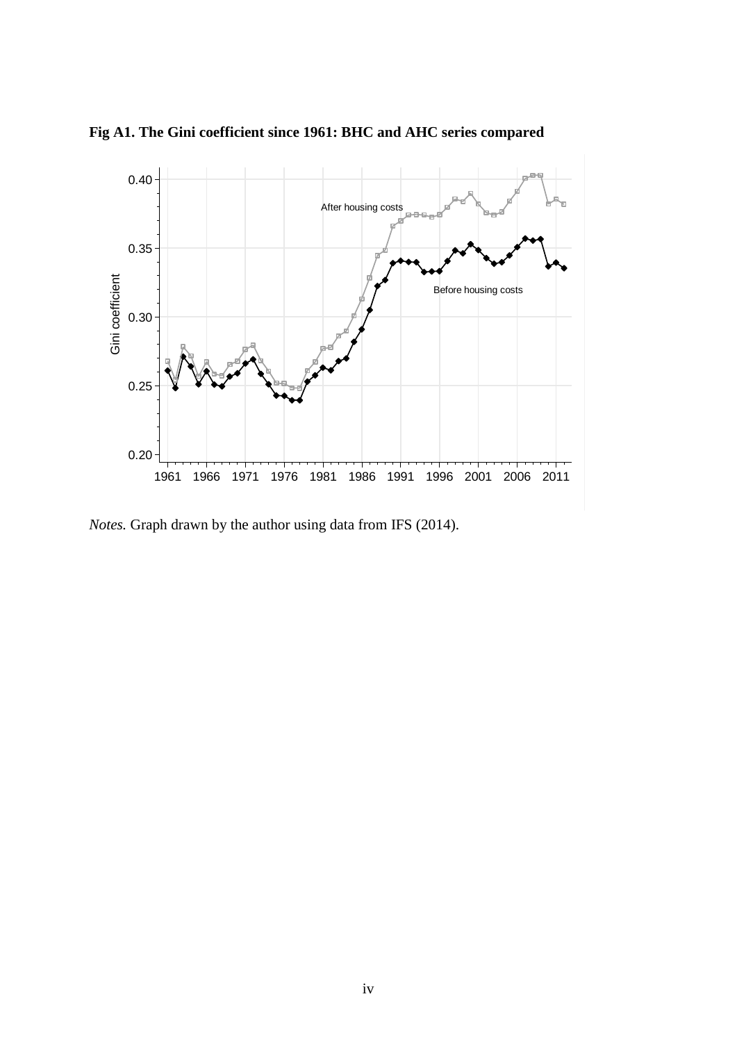**Fig A1. The Gini coefficient since 1961: BHC and AHC series compared**

*Notes.* Graph drawn by the author using data from IFS (2014).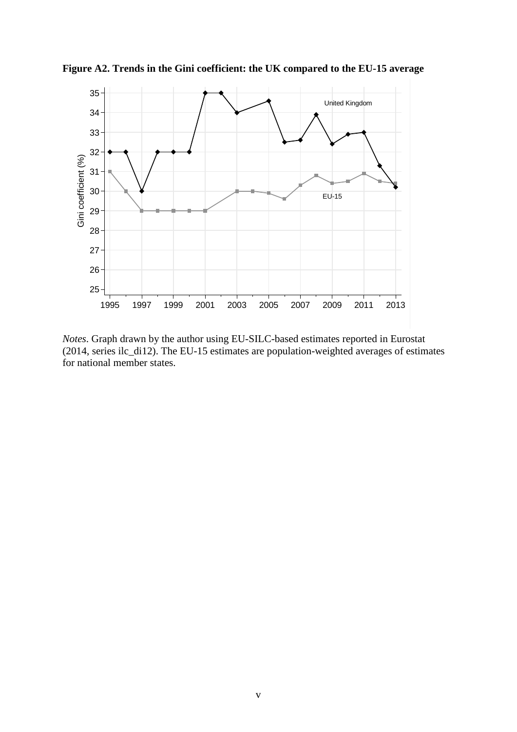**Figure A2. Trends in the Gini coefficient: the UK compared to the EU-15 average**

*Notes*. Graph drawn by the author using EU-SILC-based estimates reported in Eurostat (2014, series ilc_di12). The EU-15 estimates are population-weighted averages of estimates for national member states.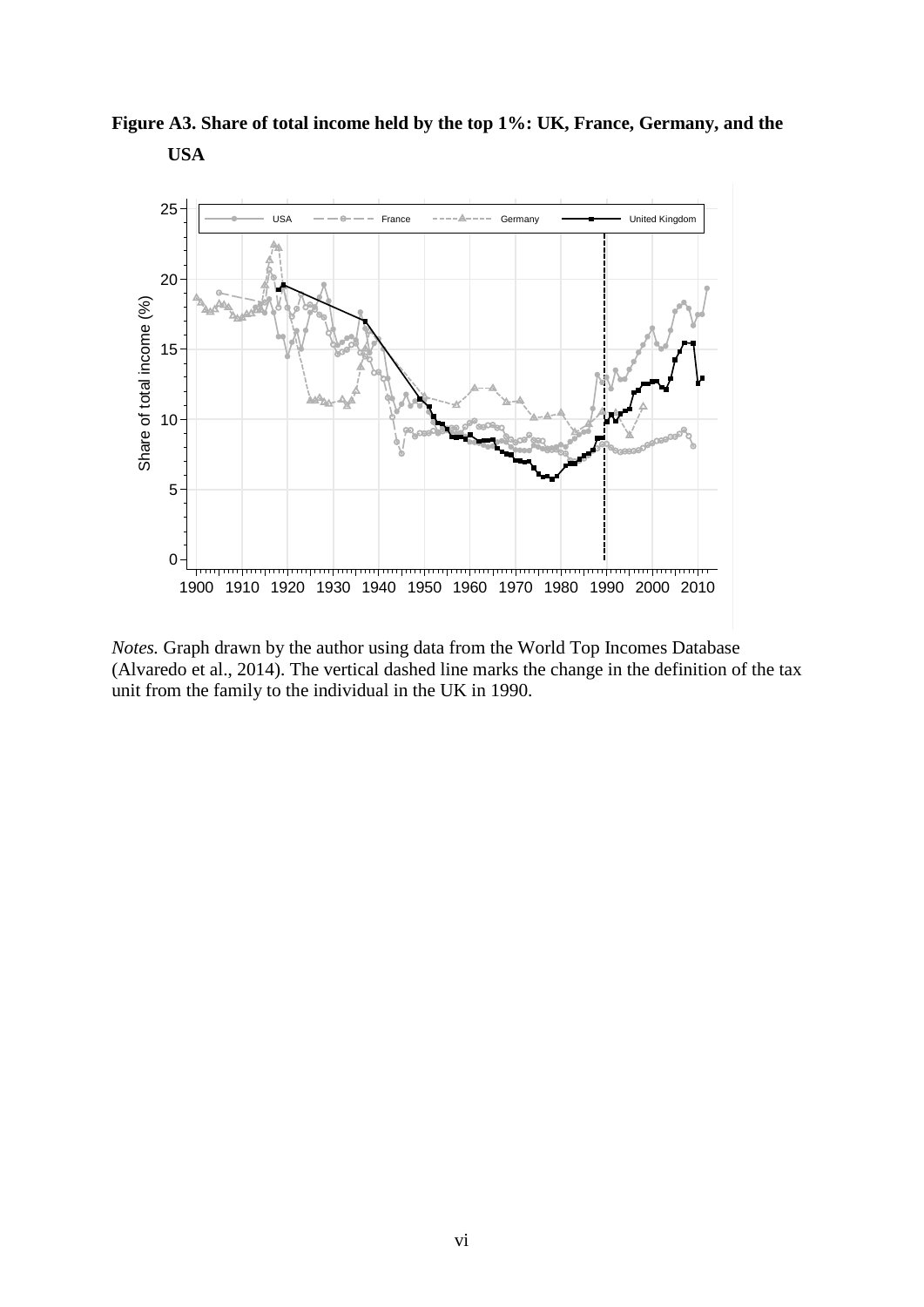**Figure A3. Share of total income held by the top 1%: UK, France, Germany, and the USA**

*Notes.* Graph drawn by the author using data from the World Top Incomes Database (Alvaredo et al., 2014). The vertical dashed line marks the change in the definition of the tax unit from the family to the individual in the UK in 1990.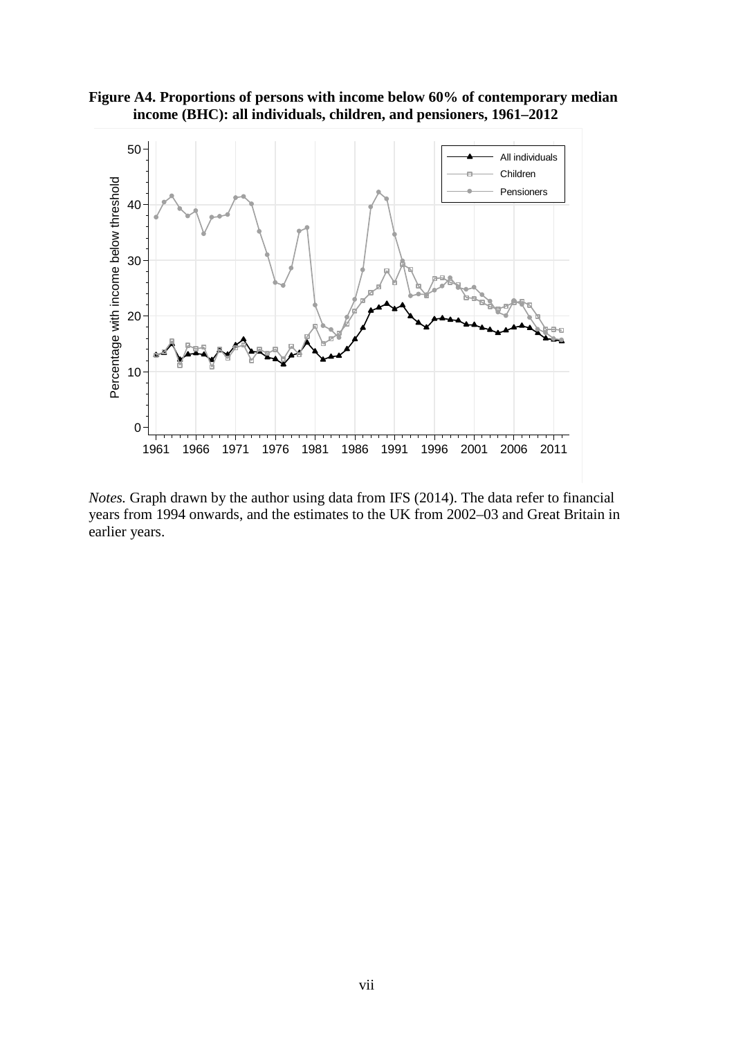**Figure A4. Proportions of persons with income below 60% of contemporary median income (BHC): all individuals, children, and pensioners, 1961–2012**

*Notes.* Graph drawn by the author using data from IFS (2014). The data refer to financial years from 1994 onwards, and the estimates to the UK from 2002–03 and Great Britain in earlier years.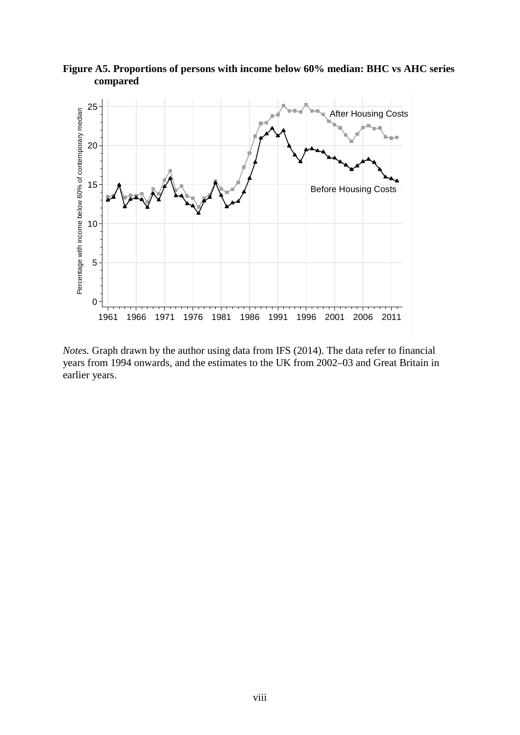**Figure A5. Proportions of persons with income below 60% median: BHC vs AHC series compared**

*Notes.* Graph drawn by the author using data from IFS (2014). The data refer to financial years from 1994 onwards, and the estimates to the UK from 2002–03 and Great Britain in earlier years.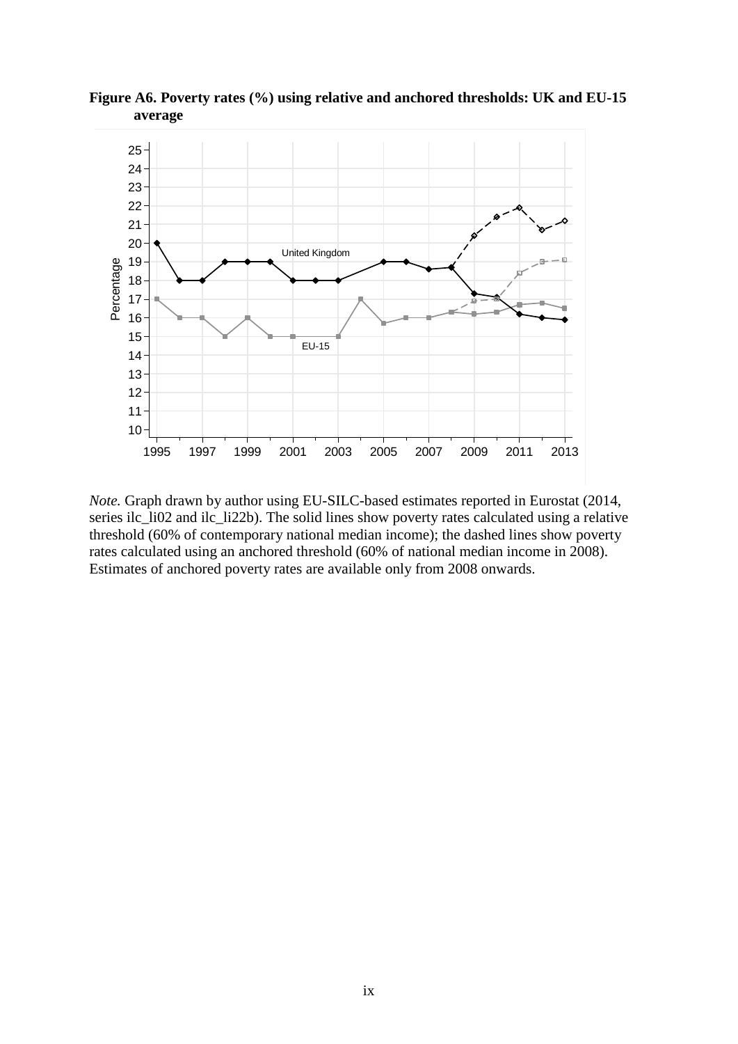**Figure A6. Poverty rates (%) using relative and anchored thresholds: UK and EU-15 average**

*Note.* Graph drawn by author using EU-SILC-based estimates reported in Eurostat (2014, series ilc_li02 and ilc_li22b). The solid lines show poverty rates calculated using a relative threshold (60% of contemporary national median income); the dashed lines show poverty rates calculated using an anchored threshold (60% of national median income in 2008). Estimates of anchored poverty rates are available only from 2008 onwards.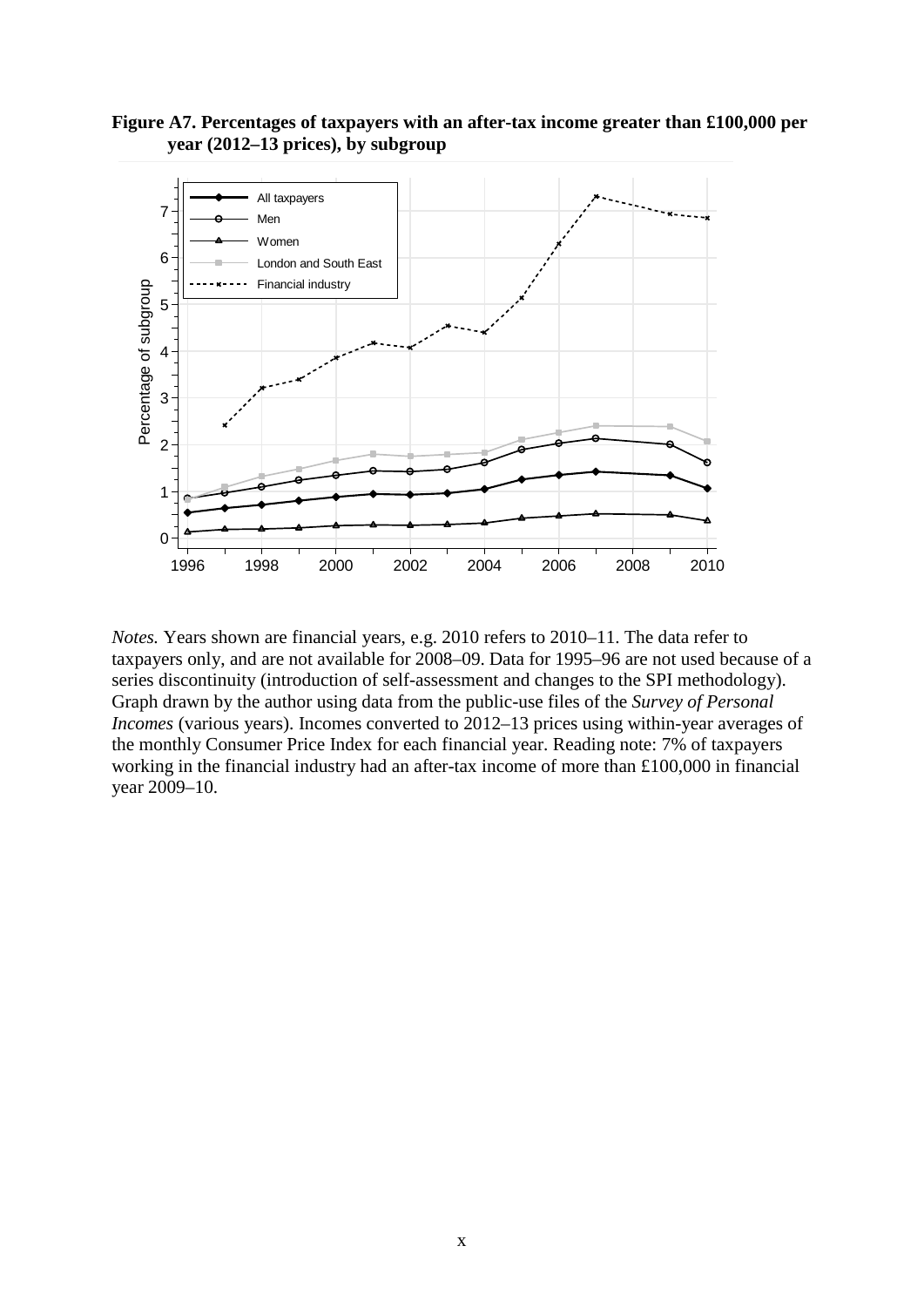**Figure A7. Percentages of taxpayers with an after-tax income greater than £100,000 per year (2012–13 prices), by subgroup**

Percentage of subgroup

0
1
2
3
4
5
6
7

1996
1998
2000
2002
2004
2006
2008
2010

All taxpayers
Men
Women
London and South East
Financial industry

*Notes.* Years shown are financial years, e.g. 2010 refers to 2010–11. The data refer to taxpayers only, and are not available for 2008–09. Data for 1995–96 are not used because of a series discontinuity (introduction of self-assessment and changes to the SPI methodology). Graph drawn by the author using data from the public-use files of the *Survey of Personal Incomes* (various years). Incomes converted to 2012–13 prices using within-year averages of the monthly Consumer Price Index for each financial year. Reading note: 7% of taxpayers working in the financial industry had an after-tax income of more than £100,000 in financial year 2009–10.